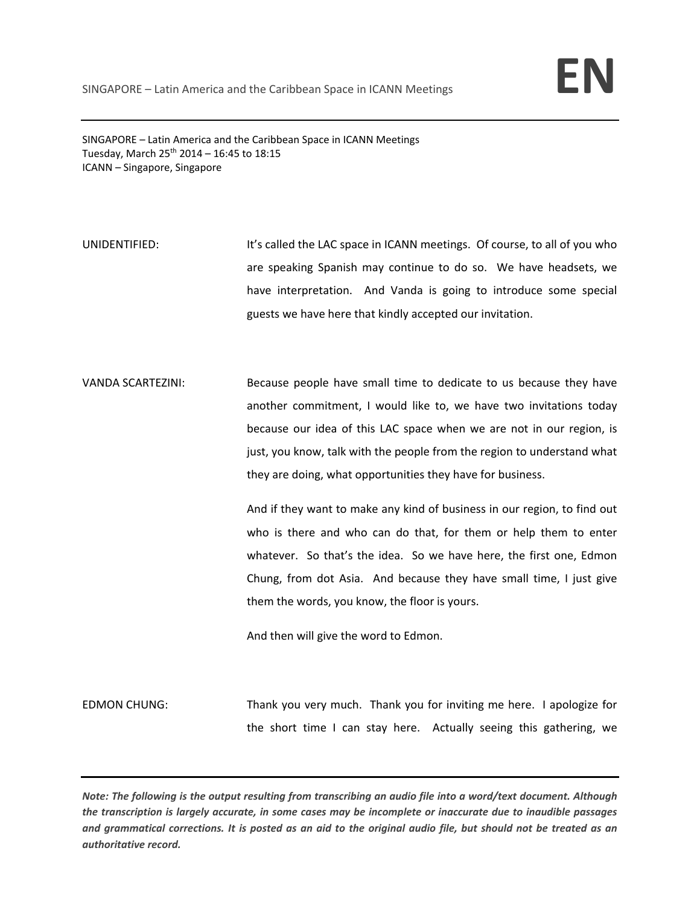SINGAPORE – Latin America and the Caribbean Space in ICANN Meetings
Tuesday, March 25th 2014 – 16:45 to 18:15
ICANN – Singapore, Singapore

UNIDENTIFIED: It's called the LAC space in ICANN meetings. Of course, to all of you who are speaking Spanish may continue to do so. We have headsets, we have interpretation. And Vanda is going to introduce some special guests we have here that kindly accepted our invitation.

VANDA SCARTEZINI: Because people have small time to dedicate to us because they have another commitment, I would like to, we have two invitations today because our idea of this LAC space when we are not in our region, is just, you know, talk with the people from the region to understand what they are doing, what opportunities they have for business.

And if they want to make any kind of business in our region, to find out who is there and who can do that, for them or help them to enter whatever. So that's the idea. So we have here, the first one, Edmon Chung, from dot Asia. And because they have small time, I just give them the words, you know, the floor is yours.

And then will give the word to Edmon.

EDMON CHUNG: Thank you very much. Thank you for inviting me here. I apologize for the short time I can stay here. Actually seeing this gathering, we

*Note: The following is the output resulting from transcribing an audio file into a word/text document. Although the transcription is largely accurate, in some cases may be incomplete or inaccurate due to inaudible passages and grammatical corrections. It is posted as an aid to the original audio file, but should not be treated as an authoritative record.*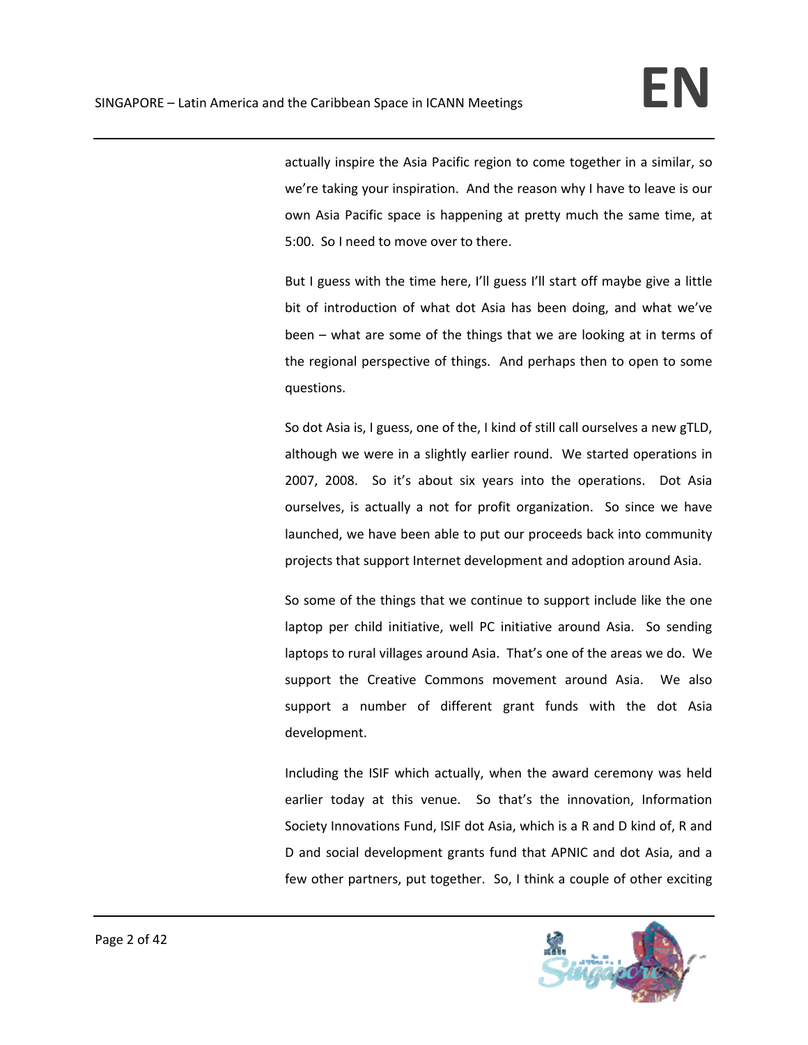actually inspire the Asia Pacific region to come together in a similar, so we're taking your inspiration. And the reason why I have to leave is our own Asia Pacific space is happening at pretty much the same time, at 5:00. So I need to move over to there.

But I guess with the time here, I'll guess I'll start off maybe give a little bit of introduction of what dot Asia has been doing, and what we've been – what are some of the things that we are looking at in terms of the regional perspective of things. And perhaps then to open to some questions.

So dot Asia is, I guess, one of the, I kind of still call ourselves a new gTLD, although we were in a slightly earlier round. We started operations in 2007, 2008. So it's about six years into the operations. Dot Asia ourselves, is actually a not for profit organization. So since we have launched, we have been able to put our proceeds back into community projects that support Internet development and adoption around Asia.

So some of the things that we continue to support include like the one laptop per child initiative, well PC initiative around Asia. So sending laptops to rural villages around Asia. That's one of the areas we do. We support the Creative Commons movement around Asia. We also support a number of different grant funds with the dot Asia development.

Including the ISIF which actually, when the award ceremony was held earlier today at this venue. So that's the innovation, Information Society Innovations Fund, ISIF dot Asia, which is a R and D kind of, R and D and social development grants fund that APNIC and dot Asia, and a few other partners, put together. So, I think a couple of other exciting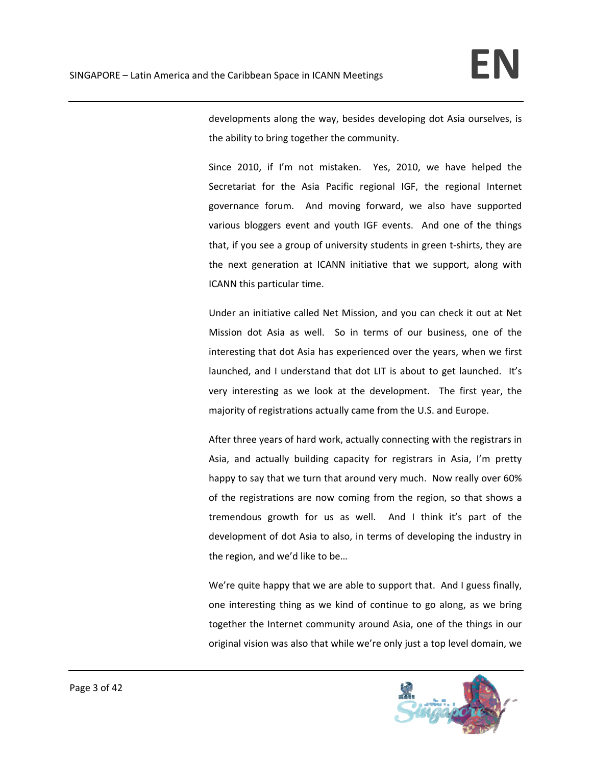developments along the way, besides developing dot Asia ourselves, is the ability to bring together the community.

Since 2010, if I'm not mistaken. Yes, 2010, we have helped the Secretariat for the Asia Pacific regional IGF, the regional Internet governance forum. And moving forward, we also have supported various bloggers event and youth IGF events. And one of the things that, if you see a group of university students in green t-shirts, they are the next generation at ICANN initiative that we support, along with ICANN this particular time.

Under an initiative called Net Mission, and you can check it out at Net Mission dot Asia as well. So in terms of our business, one of the interesting that dot Asia has experienced over the years, when we first launched, and I understand that dot LIT is about to get launched. It's very interesting as we look at the development. The first year, the majority of registrations actually came from the U.S. and Europe.

After three years of hard work, actually connecting with the registrars in Asia, and actually building capacity for registrars in Asia, I'm pretty happy to say that we turn that around very much. Now really over 60% of the registrations are now coming from the region, so that shows a tremendous growth for us as well. And I think it's part of the development of dot Asia to also, in terms of developing the industry in the region, and we'd like to be…

We're quite happy that we are able to support that. And I guess finally, one interesting thing as we kind of continue to go along, as we bring together the Internet community around Asia, one of the things in our original vision was also that while we're only just a top level domain, we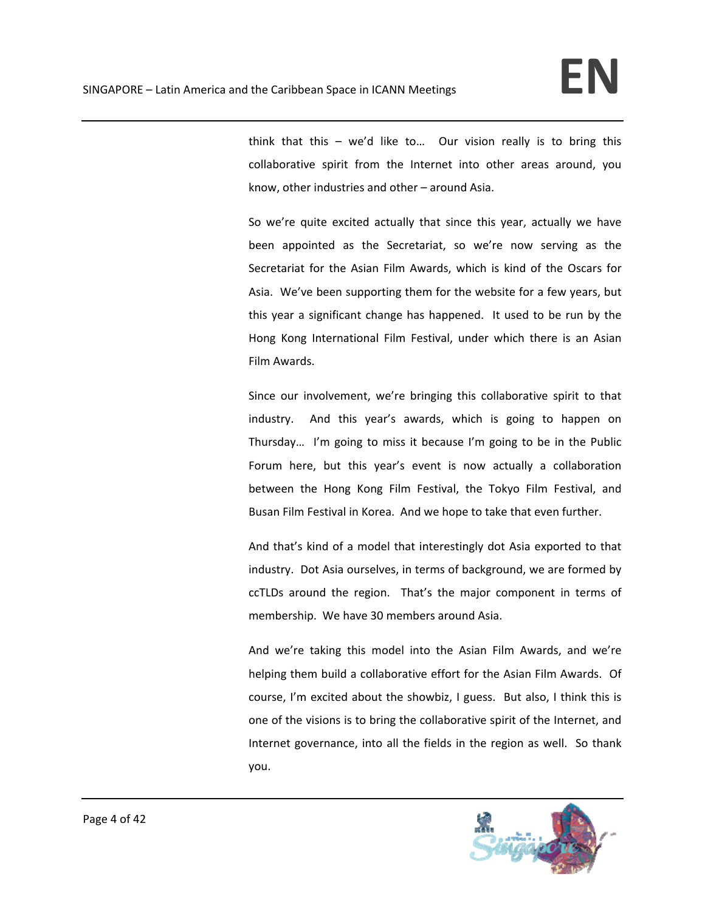think that this – we'd like to… Our vision really is to bring this collaborative spirit from the Internet into other areas around, you know, other industries and other – around Asia.

So we're quite excited actually that since this year, actually we have been appointed as the Secretariat, so we're now serving as the Secretariat for the Asian Film Awards, which is kind of the Oscars for Asia. We've been supporting them for the website for a few years, but this year a significant change has happened. It used to be run by the Hong Kong International Film Festival, under which there is an Asian Film Awards.

Since our involvement, we're bringing this collaborative spirit to that industry. And this year's awards, which is going to happen on Thursday… I'm going to miss it because I'm going to be in the Public Forum here, but this year's event is now actually a collaboration between the Hong Kong Film Festival, the Tokyo Film Festival, and Busan Film Festival in Korea. And we hope to take that even further.

And that's kind of a model that interestingly dot Asia exported to that industry. Dot Asia ourselves, in terms of background, we are formed by ccTLDs around the region. That's the major component in terms of membership. We have 30 members around Asia.

And we're taking this model into the Asian Film Awards, and we're helping them build a collaborative effort for the Asian Film Awards. Of course, I'm excited about the showbiz, I guess. But also, I think this is one of the visions is to bring the collaborative spirit of the Internet, and Internet governance, into all the fields in the region as well. So thank you.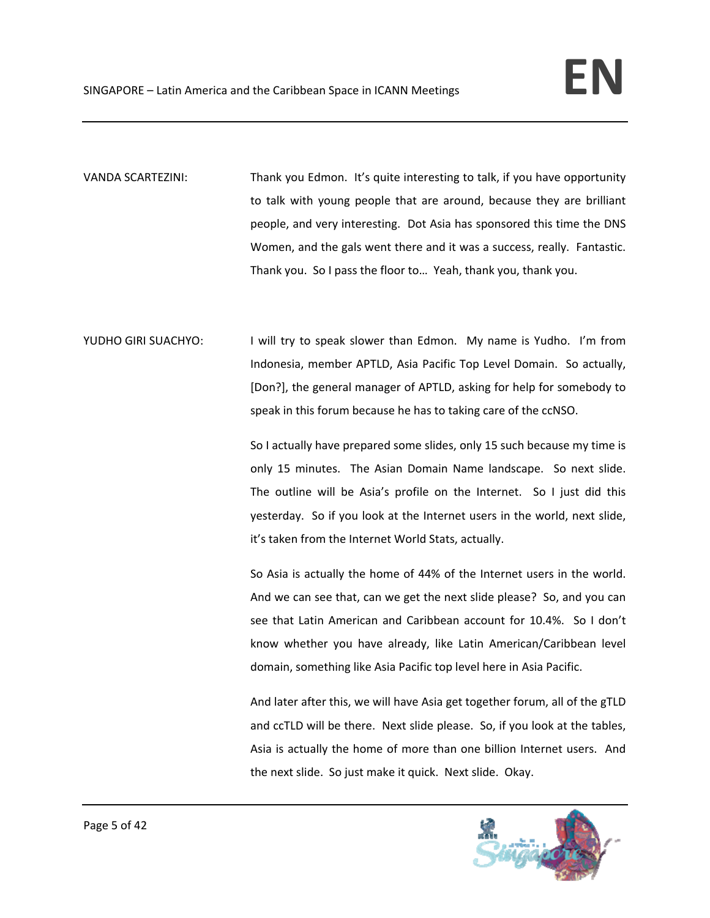VANDA SCARTEZINI: Thank you Edmon. It's quite interesting to talk, if you have opportunity to talk with young people that are around, because they are brilliant people, and very interesting. Dot Asia has sponsored this time the DNS Women, and the gals went there and it was a success, really. Fantastic. Thank you. So I pass the floor to… Yeah, thank you, thank you.

YUDHO GIRI SUACHYO: I will try to speak slower than Edmon. My name is Yudho. I'm from Indonesia, member APTLD, Asia Pacific Top Level Domain. So actually, [Don?], the general manager of APTLD, asking for help for somebody to speak in this forum because he has to taking care of the ccNSO.

So I actually have prepared some slides, only 15 such because my time is only 15 minutes. The Asian Domain Name landscape. So next slide. The outline will be Asia's profile on the Internet. So I just did this yesterday. So if you look at the Internet users in the world, next slide, it's taken from the Internet World Stats, actually.

So Asia is actually the home of 44% of the Internet users in the world. And we can see that, can we get the next slide please? So, and you can see that Latin American and Caribbean account for 10.4%. So I don't know whether you have already, like Latin American/Caribbean level domain, something like Asia Pacific top level here in Asia Pacific.

And later after this, we will have Asia get together forum, all of the gTLD and ccTLD will be there. Next slide please. So, if you look at the tables, Asia is actually the home of more than one billion Internet users. And the next slide. So just make it quick. Next slide. Okay.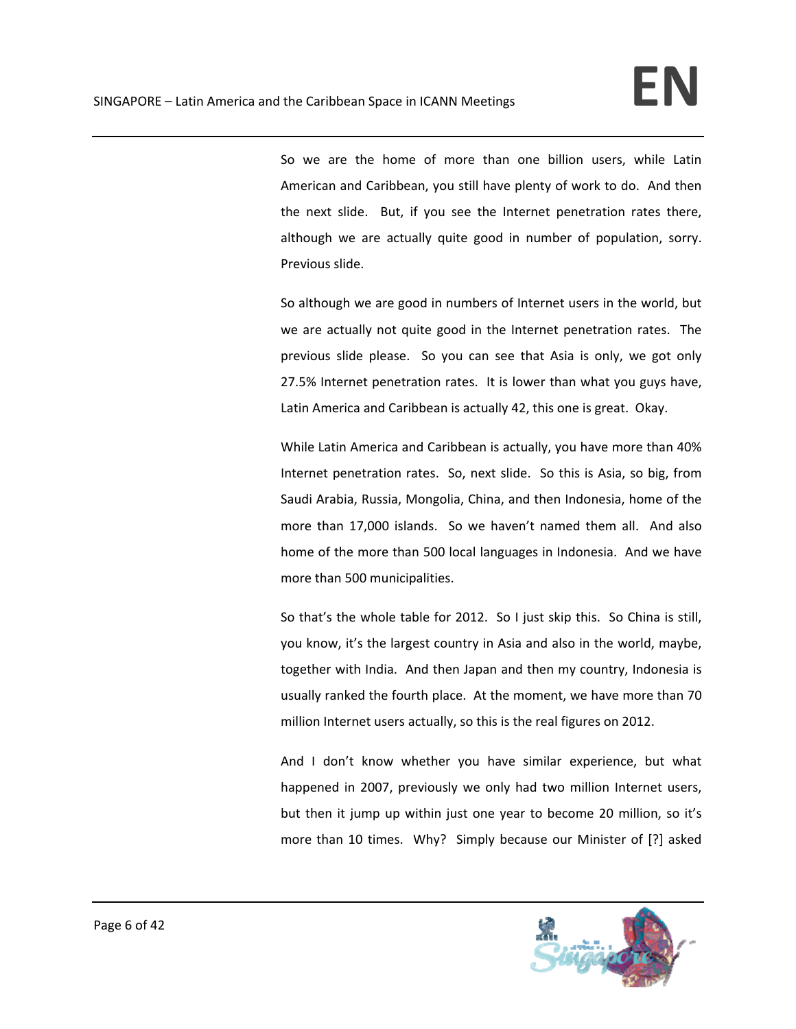So we are the home of more than one billion users, while Latin American and Caribbean, you still have plenty of work to do. And then the next slide. But, if you see the Internet penetration rates there, although we are actually quite good in number of population, sorry. Previous slide.

So although we are good in numbers of Internet users in the world, but we are actually not quite good in the Internet penetration rates. The previous slide please. So you can see that Asia is only, we got only 27.5% Internet penetration rates. It is lower than what you guys have, Latin America and Caribbean is actually 42, this one is great. Okay.

While Latin America and Caribbean is actually, you have more than 40% Internet penetration rates. So, next slide. So this is Asia, so big, from Saudi Arabia, Russia, Mongolia, China, and then Indonesia, home of the more than 17,000 islands. So we haven't named them all. And also home of the more than 500 local languages in Indonesia. And we have more than 500 municipalities.

So that's the whole table for 2012. So I just skip this. So China is still, you know, it's the largest country in Asia and also in the world, maybe, together with India. And then Japan and then my country, Indonesia is usually ranked the fourth place. At the moment, we have more than 70 million Internet users actually, so this is the real figures on 2012.

And I don't know whether you have similar experience, but what happened in 2007, previously we only had two million Internet users, but then it jump up within just one year to become 20 million, so it's more than 10 times. Why? Simply because our Minister of [?] asked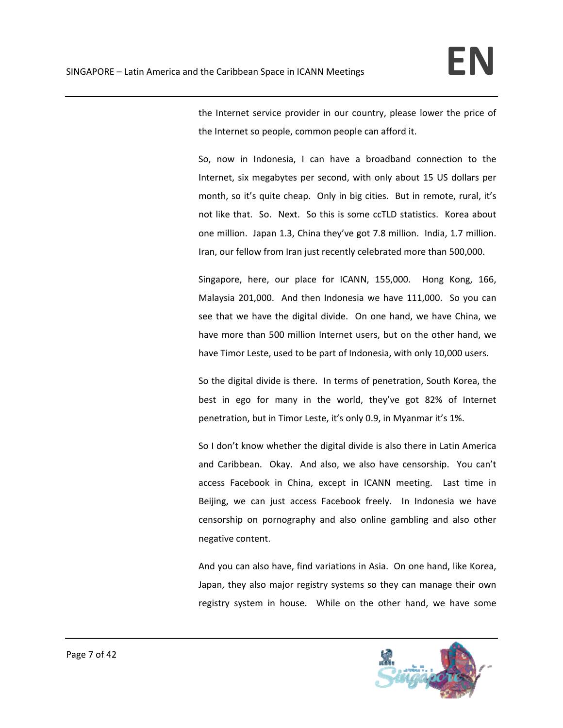the Internet service provider in our country, please lower the price of the Internet so people, common people can afford it.

So, now in Indonesia, I can have a broadband connection to the Internet, six megabytes per second, with only about 15 US dollars per month, so it's quite cheap. Only in big cities. But in remote, rural, it's not like that. So. Next. So this is some ccTLD statistics. Korea about one million. Japan 1.3, China they've got 7.8 million. India, 1.7 million. Iran, our fellow from Iran just recently celebrated more than 500,000.

Singapore, here, our place for ICANN, 155,000. Hong Kong, 166, Malaysia 201,000. And then Indonesia we have 111,000. So you can see that we have the digital divide. On one hand, we have China, we have more than 500 million Internet users, but on the other hand, we have Timor Leste, used to be part of Indonesia, with only 10,000 users.

So the digital divide is there. In terms of penetration, South Korea, the best in ego for many in the world, they've got 82% of Internet penetration, but in Timor Leste, it's only 0.9, in Myanmar it's 1%.

So I don't know whether the digital divide is also there in Latin America and Caribbean. Okay. And also, we also have censorship. You can't access Facebook in China, except in ICANN meeting. Last time in Beijing, we can just access Facebook freely. In Indonesia we have censorship on pornography and also online gambling and also other negative content.

And you can also have, find variations in Asia. On one hand, like Korea, Japan, they also major registry systems so they can manage their own registry system in house. While on the other hand, we have some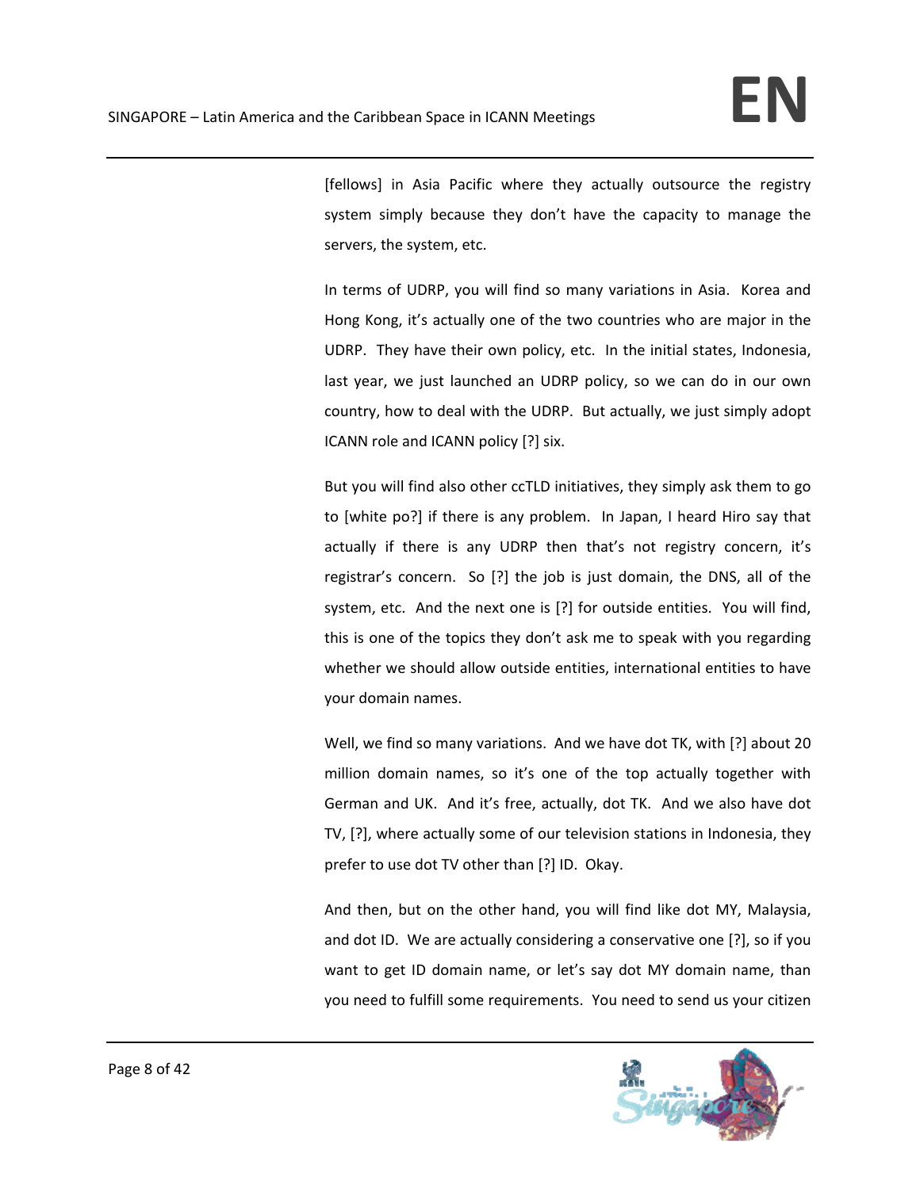[fellows] in Asia Pacific where they actually outsource the registry system simply because they don't have the capacity to manage the servers, the system, etc.

In terms of UDRP, you will find so many variations in Asia. Korea and Hong Kong, it's actually one of the two countries who are major in the UDRP. They have their own policy, etc. In the initial states, Indonesia, last year, we just launched an UDRP policy, so we can do in our own country, how to deal with the UDRP. But actually, we just simply adopt ICANN role and ICANN policy [?] six.

But you will find also other ccTLD initiatives, they simply ask them to go to [white po?] if there is any problem. In Japan, I heard Hiro say that actually if there is any UDRP then that's not registry concern, it's registrar's concern. So [?] the job is just domain, the DNS, all of the system, etc. And the next one is [?] for outside entities. You will find, this is one of the topics they don't ask me to speak with you regarding whether we should allow outside entities, international entities to have your domain names.

Well, we find so many variations. And we have dot TK, with [?] about 20 million domain names, so it's one of the top actually together with German and UK. And it's free, actually, dot TK. And we also have dot TV, [?], where actually some of our television stations in Indonesia, they prefer to use dot TV other than [?] ID. Okay.

And then, but on the other hand, you will find like dot MY, Malaysia, and dot ID. We are actually considering a conservative one [?], so if you want to get ID domain name, or let's say dot MY domain name, than you need to fulfill some requirements. You need to send us your citizen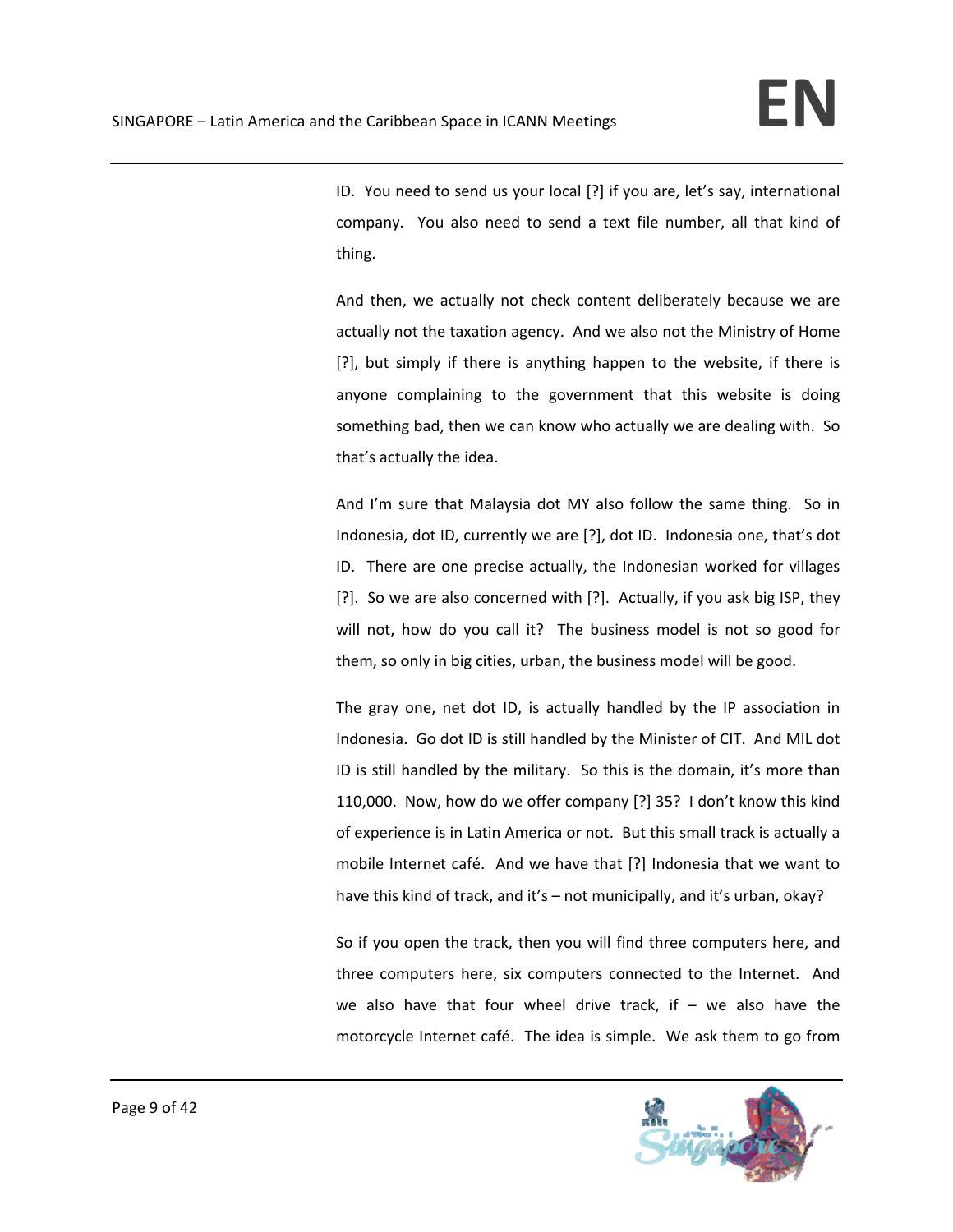ID. You need to send us your local [?] if you are, let's say, international company. You also need to send a text file number, all that kind of thing.

And then, we actually not check content deliberately because we are actually not the taxation agency. And we also not the Ministry of Home [?], but simply if there is anything happen to the website, if there is anyone complaining to the government that this website is doing something bad, then we can know who actually we are dealing with. So that's actually the idea.

And I'm sure that Malaysia dot MY also follow the same thing. So in Indonesia, dot ID, currently we are [?], dot ID. Indonesia one, that's dot ID. There are one precise actually, the Indonesian worked for villages [?]. So we are also concerned with [?]. Actually, if you ask big ISP, they will not, how do you call it? The business model is not so good for them, so only in big cities, urban, the business model will be good.

The gray one, net dot ID, is actually handled by the IP association in Indonesia. Go dot ID is still handled by the Minister of CIT. And MIL dot ID is still handled by the military. So this is the domain, it's more than 110,000. Now, how do we offer company [?] 35? I don't know this kind of experience is in Latin America or not. But this small track is actually a mobile Internet café. And we have that [?] Indonesia that we want to have this kind of track, and it's – not municipally, and it's urban, okay?

So if you open the track, then you will find three computers here, and three computers here, six computers connected to the Internet. And we also have that four wheel drive track, if – we also have the motorcycle Internet café. The idea is simple. We ask them to go from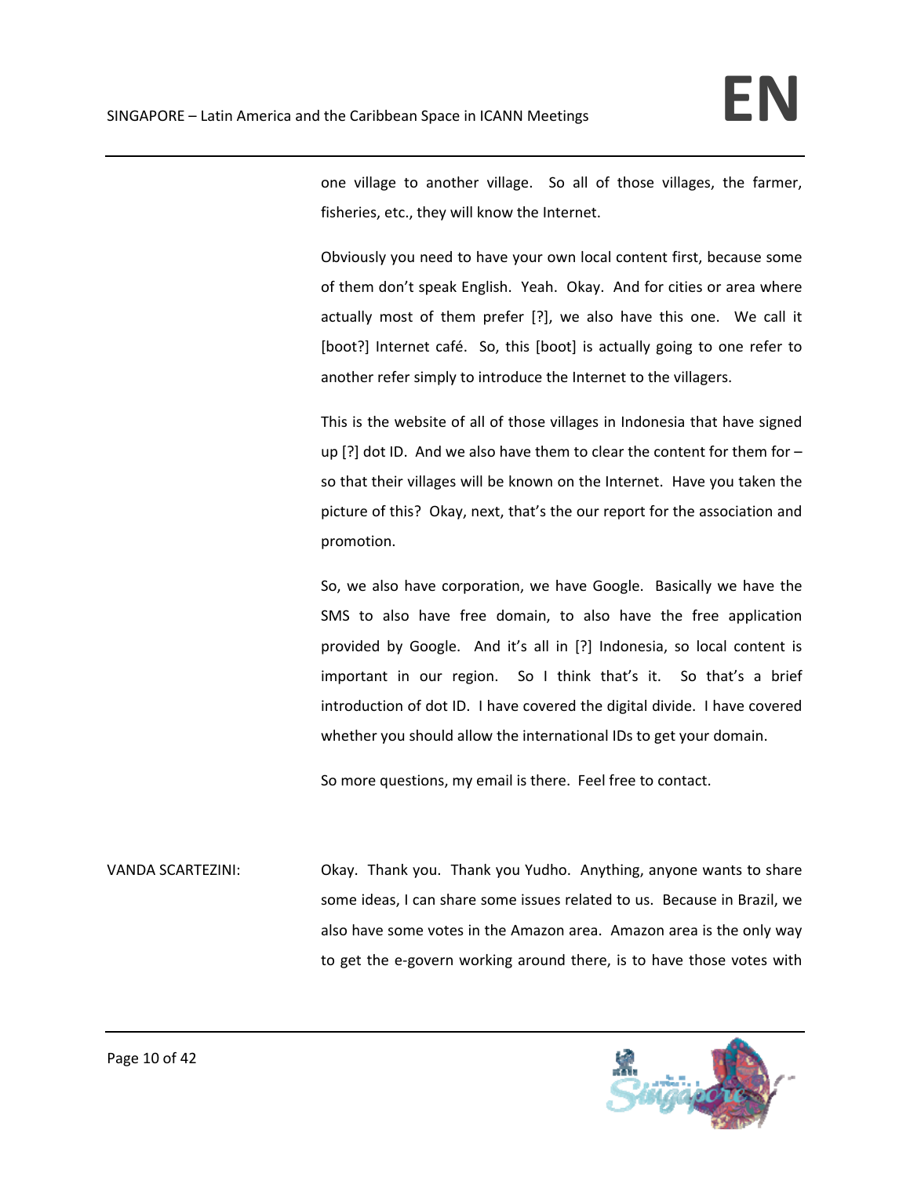one village to another village. So all of those villages, the farmer, fisheries, etc., they will know the Internet.

Obviously you need to have your own local content first, because some of them don't speak English. Yeah. Okay. And for cities or area where actually most of them prefer [?], we also have this one. We call it [boot?] Internet café. So, this [boot] is actually going to one refer to another refer simply to introduce the Internet to the villagers.

This is the website of all of those villages in Indonesia that have signed up [?] dot ID. And we also have them to clear the content for them for – so that their villages will be known on the Internet. Have you taken the picture of this? Okay, next, that's the our report for the association and promotion.

So, we also have corporation, we have Google. Basically we have the SMS to also have free domain, to also have the free application provided by Google. And it's all in [?] Indonesia, so local content is important in our region. So I think that's it. So that's a brief introduction of dot ID. I have covered the digital divide. I have covered whether you should allow the international IDs to get your domain.

So more questions, my email is there. Feel free to contact.

VANDA SCARTEZINI: Okay. Thank you. Thank you Yudho. Anything, anyone wants to share some ideas, I can share some issues related to us. Because in Brazil, we also have some votes in the Amazon area. Amazon area is the only way to get the e-govern working around there, is to have those votes with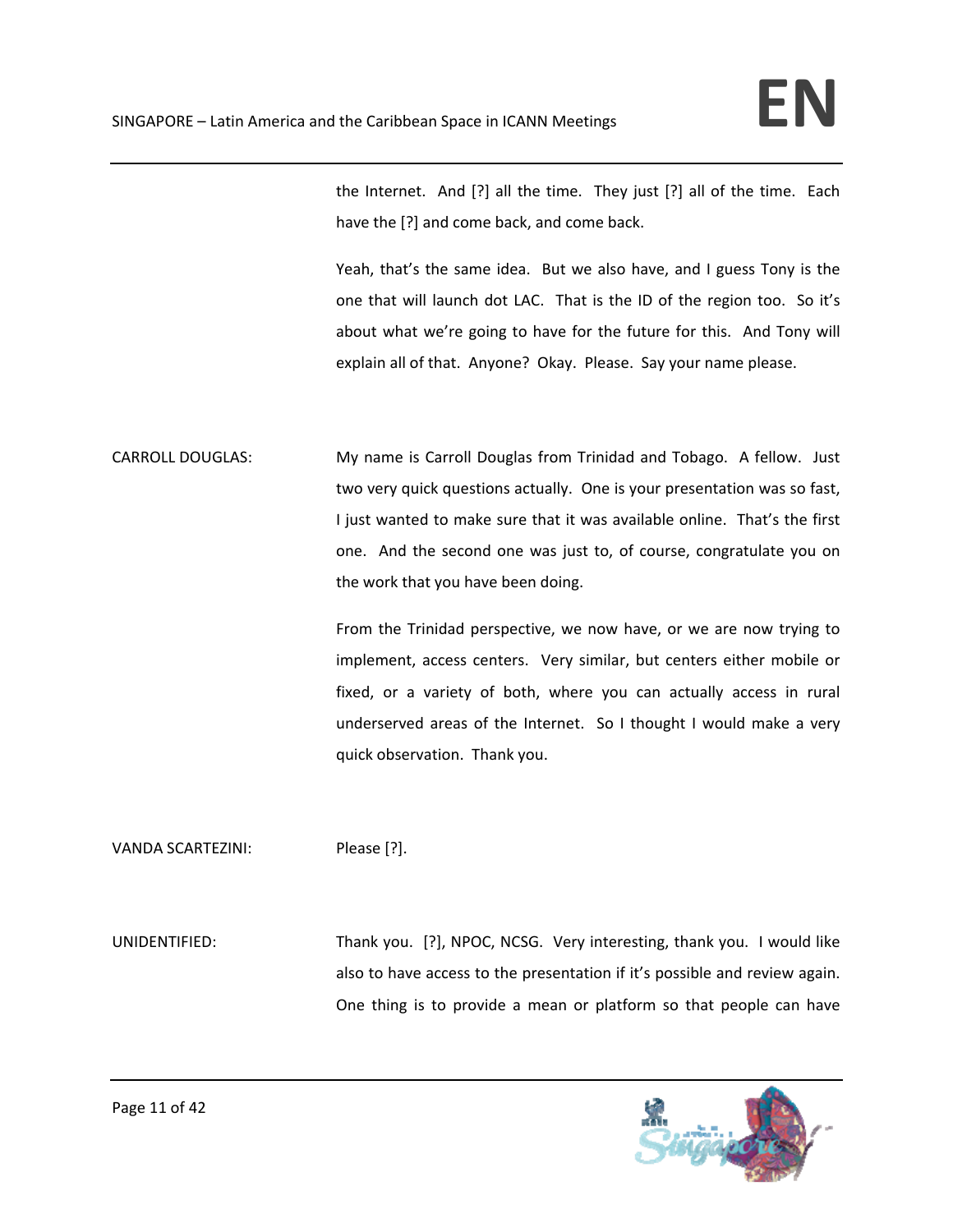the Internet. And [?] all the time. They just [?] all of the time. Each have the [?] and come back, and come back.

Yeah, that's the same idea. But we also have, and I guess Tony is the one that will launch dot LAC. That is the ID of the region too. So it's about what we're going to have for the future for this. And Tony will explain all of that. Anyone? Okay. Please. Say your name please.

CARROLL DOUGLAS: My name is Carroll Douglas from Trinidad and Tobago. A fellow. Just two very quick questions actually. One is your presentation was so fast, I just wanted to make sure that it was available online. That's the first one. And the second one was just to, of course, congratulate you on the work that you have been doing.

From the Trinidad perspective, we now have, or we are now trying to implement, access centers. Very similar, but centers either mobile or fixed, or a variety of both, where you can actually access in rural underserved areas of the Internet. So I thought I would make a very quick observation. Thank you.

VANDA SCARTEZINI: Please [?].

UNIDENTIFIED: Thank you. [?], NPOC, NCSG. Very interesting, thank you. I would like also to have access to the presentation if it's possible and review again. One thing is to provide a mean or platform so that people can have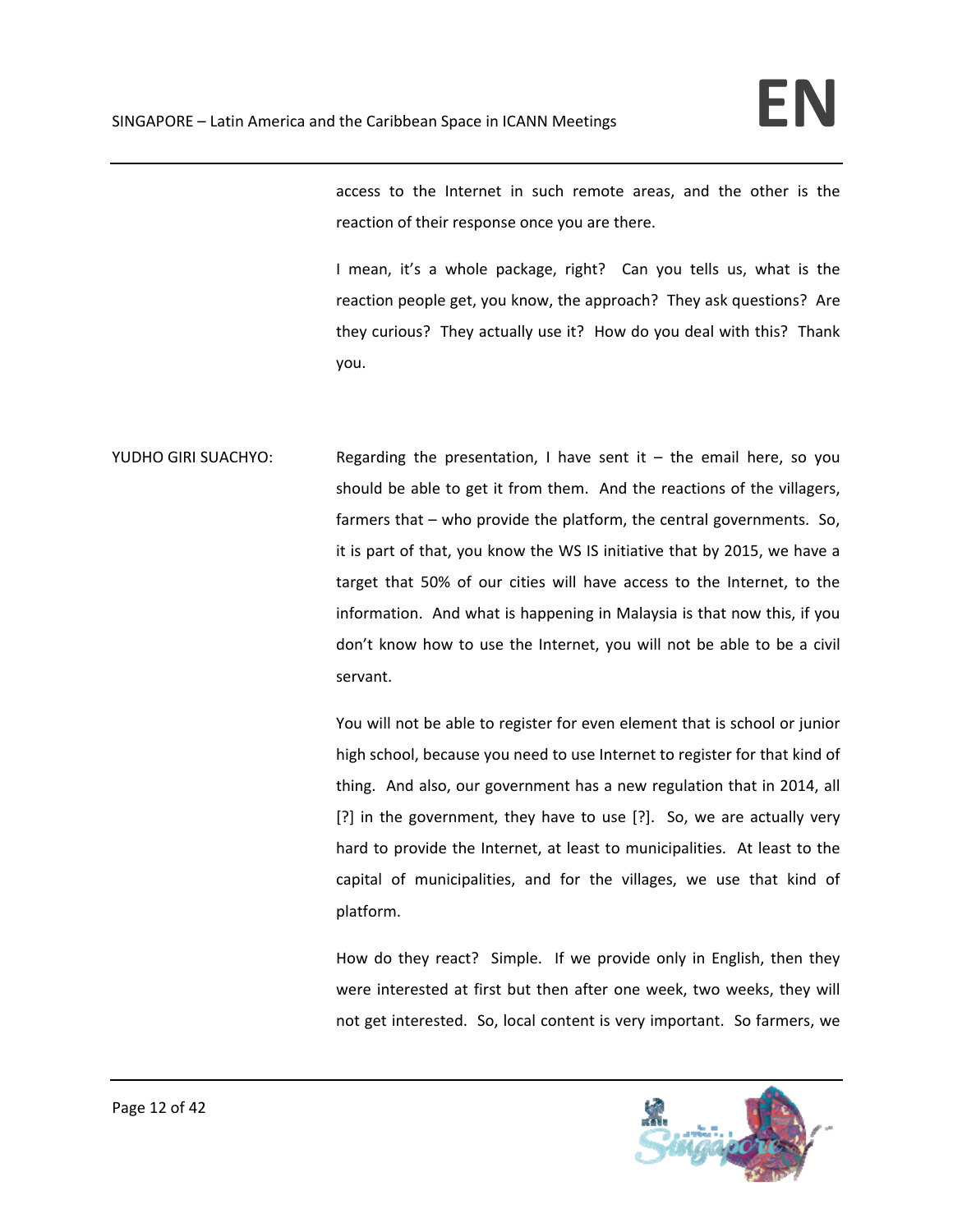access to the Internet in such remote areas, and the other is the reaction of their response once you are there.

I mean, it's a whole package, right? Can you tells us, what is the reaction people get, you know, the approach? They ask questions? Are they curious? They actually use it? How do you deal with this? Thank you.

YUDHO GIRI SUACHYO: Regarding the presentation, I have sent it – the email here, so you should be able to get it from them. And the reactions of the villagers, farmers that – who provide the platform, the central governments. So, it is part of that, you know the WS IS initiative that by 2015, we have a target that 50% of our cities will have access to the Internet, to the information. And what is happening in Malaysia is that now this, if you don't know how to use the Internet, you will not be able to be a civil servant.

You will not be able to register for even element that is school or junior high school, because you need to use Internet to register for that kind of thing. And also, our government has a new regulation that in 2014, all [?] in the government, they have to use [?]. So, we are actually very hard to provide the Internet, at least to municipalities. At least to the capital of municipalities, and for the villages, we use that kind of platform.

How do they react? Simple. If we provide only in English, then they were interested at first but then after one week, two weeks, they will not get interested. So, local content is very important. So farmers, we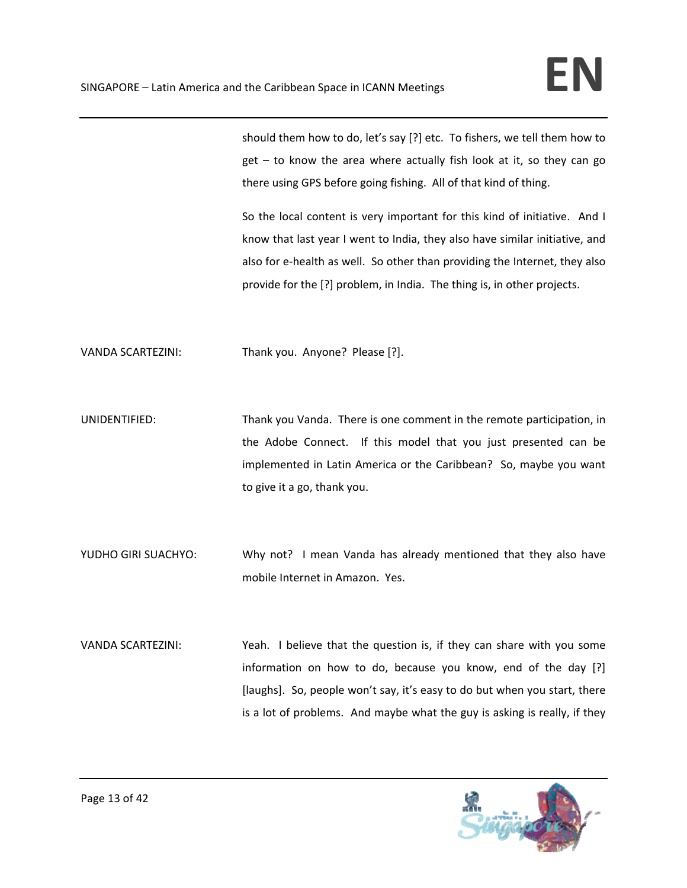should them how to do, let's say [?] etc. To fishers, we tell them how to get – to know the area where actually fish look at it, so they can go there using GPS before going fishing. All of that kind of thing.

So the local content is very important for this kind of initiative. And I know that last year I went to India, they also have similar initiative, and also for e-health as well. So other than providing the Internet, they also provide for the [?] problem, in India. The thing is, in other projects.

VANDA SCARTEZINI: Thank you. Anyone? Please [?].

UNIDENTIFIED: Thank you Vanda. There is one comment in the remote participation, in the Adobe Connect. If this model that you just presented can be implemented in Latin America or the Caribbean? So, maybe you want to give it a go, thank you.

YUDHO GIRI SUACHYO: Why not? I mean Vanda has already mentioned that they also have mobile Internet in Amazon. Yes.

VANDA SCARTEZINI: Yeah. I believe that the question is, if they can share with you some information on how to do, because you know, end of the day [?] [laughs]. So, people won't say, it's easy to do but when you start, there is a lot of problems. And maybe what the guy is asking is really, if they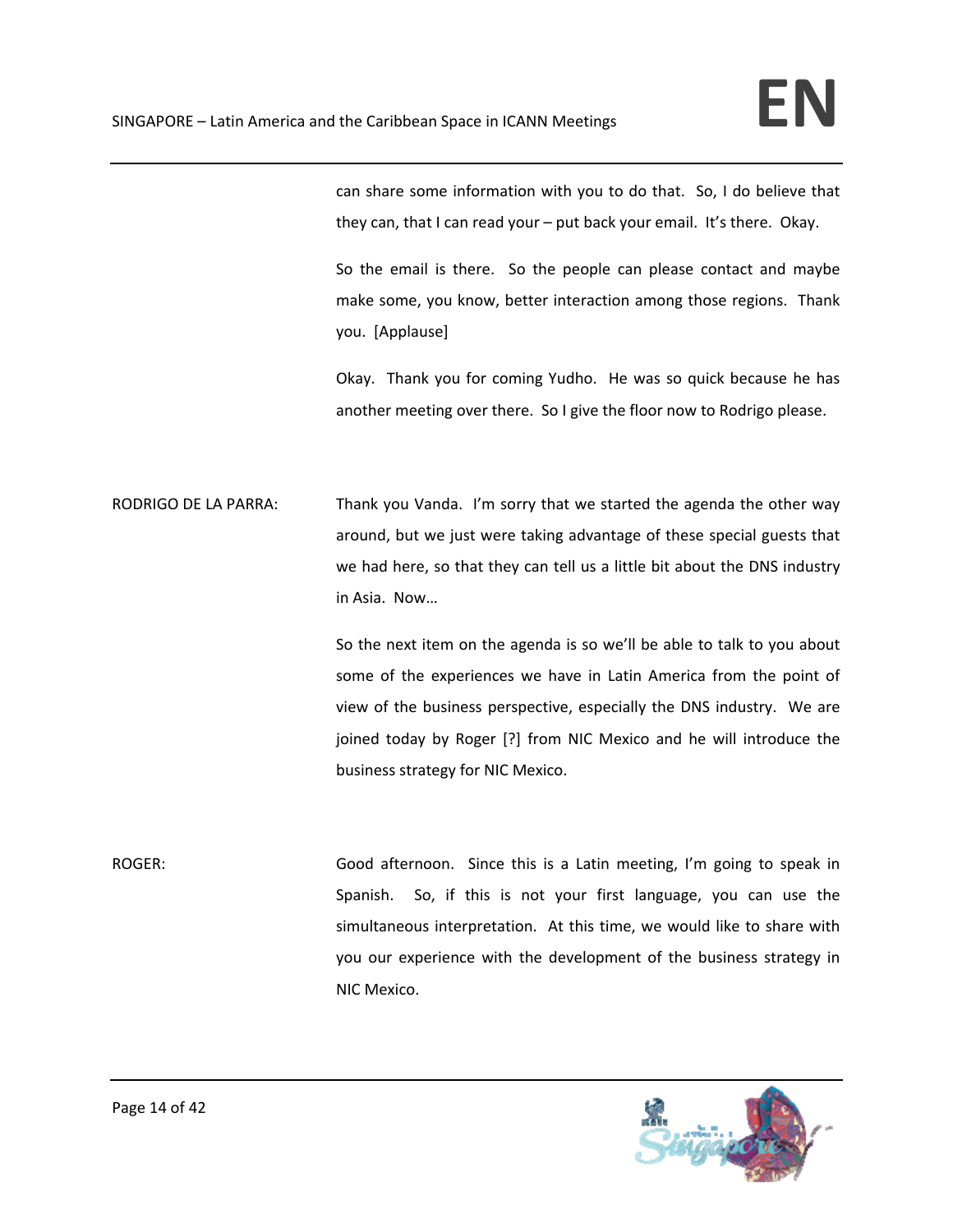can share some information with you to do that. So, I do believe that they can, that I can read your – put back your email. It's there. Okay.

So the email is there. So the people can please contact and maybe make some, you know, better interaction among those regions. Thank you. [Applause]

Okay. Thank you for coming Yudho. He was so quick because he has another meeting over there. So I give the floor now to Rodrigo please.

RODRIGO DE LA PARRA: Thank you Vanda. I'm sorry that we started the agenda the other way around, but we just were taking advantage of these special guests that we had here, so that they can tell us a little bit about the DNS industry in Asia. Now…

So the next item on the agenda is so we'll be able to talk to you about some of the experiences we have in Latin America from the point of view of the business perspective, especially the DNS industry. We are joined today by Roger [?] from NIC Mexico and he will introduce the business strategy for NIC Mexico.

ROGER: Good afternoon. Since this is a Latin meeting, I'm going to speak in Spanish. So, if this is not your first language, you can use the simultaneous interpretation. At this time, we would like to share with you our experience with the development of the business strategy in NIC Mexico.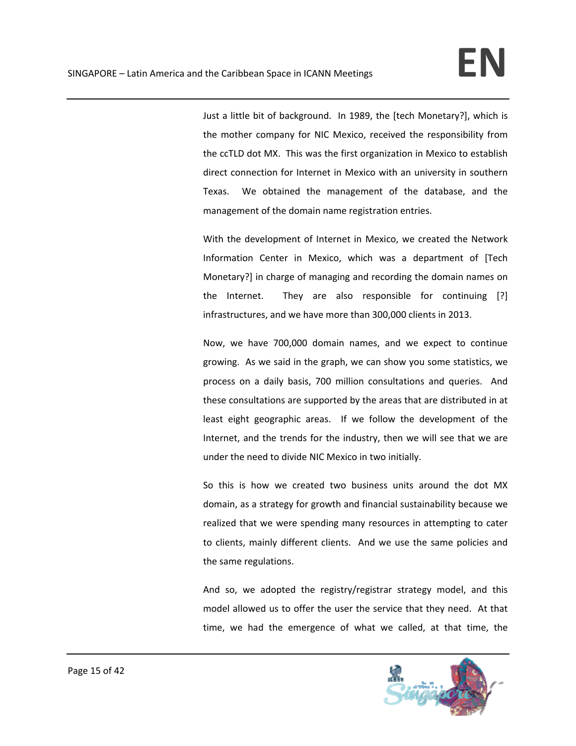Just a little bit of background. In 1989, the [tech Monetary?], which is the mother company for NIC Mexico, received the responsibility from the ccTLD dot MX. This was the first organization in Mexico to establish direct connection for Internet in Mexico with an university in southern Texas. We obtained the management of the database, and the management of the domain name registration entries.

With the development of Internet in Mexico, we created the Network Information Center in Mexico, which was a department of [Tech Monetary?] in charge of managing and recording the domain names on the Internet. They are also responsible for continuing [?] infrastructures, and we have more than 300,000 clients in 2013.

Now, we have 700,000 domain names, and we expect to continue growing. As we said in the graph, we can show you some statistics, we process on a daily basis, 700 million consultations and queries. And these consultations are supported by the areas that are distributed in at least eight geographic areas. If we follow the development of the Internet, and the trends for the industry, then we will see that we are under the need to divide NIC Mexico in two initially.

So this is how we created two business units around the dot MX domain, as a strategy for growth and financial sustainability because we realized that we were spending many resources in attempting to cater to clients, mainly different clients. And we use the same policies and the same regulations.

And so, we adopted the registry/registrar strategy model, and this model allowed us to offer the user the service that they need. At that time, we had the emergence of what we called, at that time, the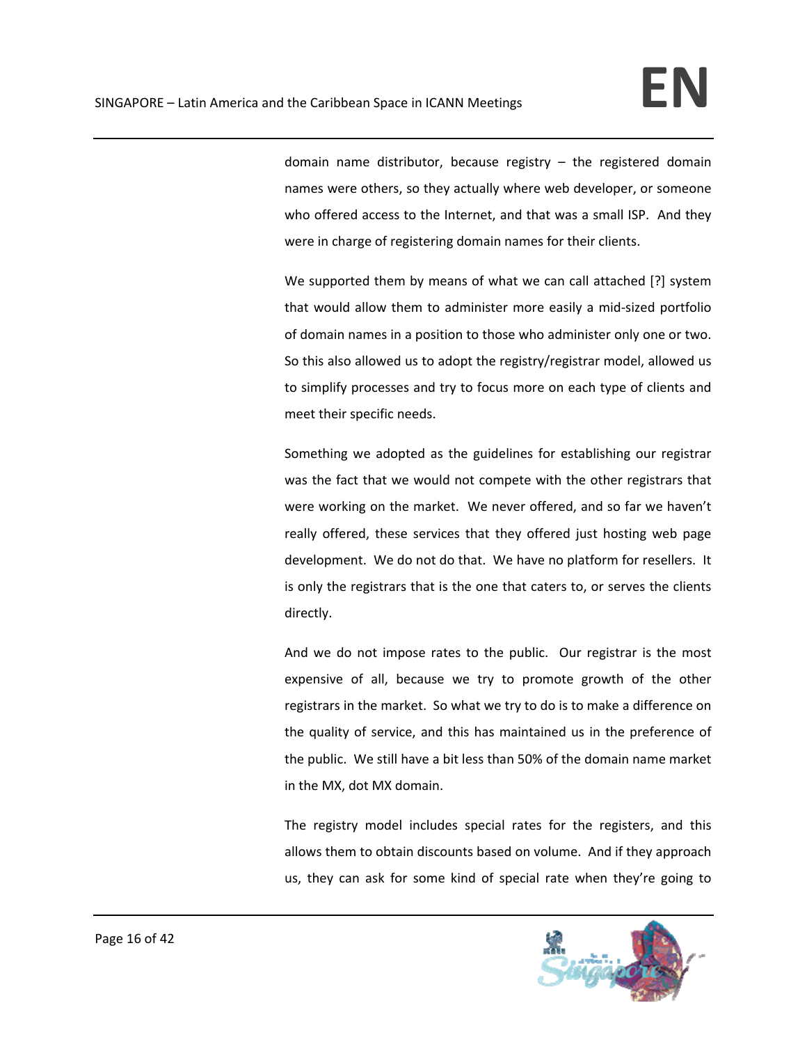domain name distributor, because registry – the registered domain names were others, so they actually where web developer, or someone who offered access to the Internet, and that was a small ISP. And they were in charge of registering domain names for their clients.

We supported them by means of what we can call attached [?] system that would allow them to administer more easily a mid-sized portfolio of domain names in a position to those who administer only one or two. So this also allowed us to adopt the registry/registrar model, allowed us to simplify processes and try to focus more on each type of clients and meet their specific needs.

Something we adopted as the guidelines for establishing our registrar was the fact that we would not compete with the other registrars that were working on the market. We never offered, and so far we haven't really offered, these services that they offered just hosting web page development. We do not do that. We have no platform for resellers. It is only the registrars that is the one that caters to, or serves the clients directly.

And we do not impose rates to the public. Our registrar is the most expensive of all, because we try to promote growth of the other registrars in the market. So what we try to do is to make a difference on the quality of service, and this has maintained us in the preference of the public. We still have a bit less than 50% of the domain name market in the MX, dot MX domain.

The registry model includes special rates for the registers, and this allows them to obtain discounts based on volume. And if they approach us, they can ask for some kind of special rate when they're going to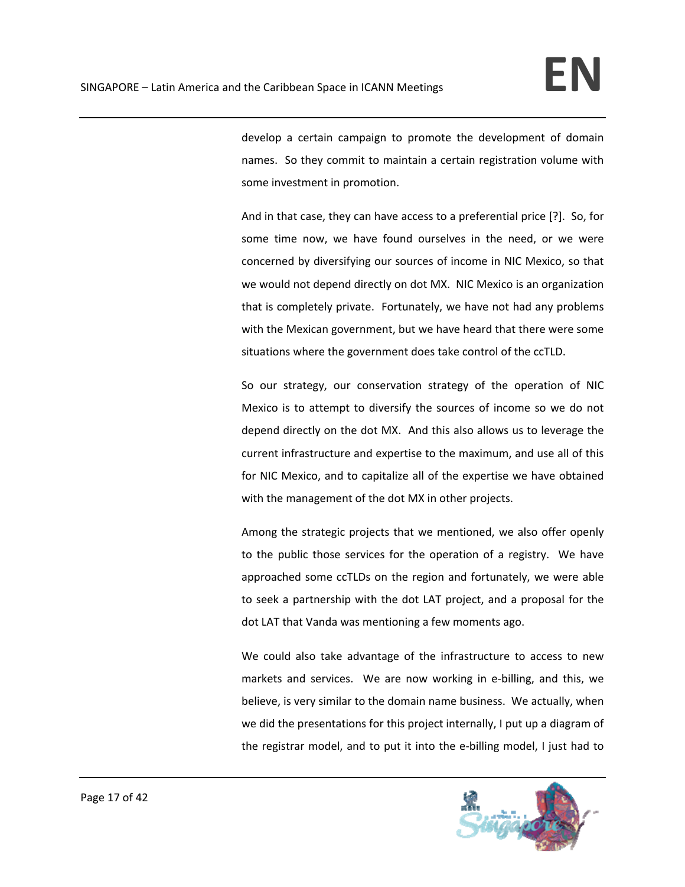develop a certain campaign to promote the development of domain names. So they commit to maintain a certain registration volume with some investment in promotion.

And in that case, they can have access to a preferential price [?]. So, for some time now, we have found ourselves in the need, or we were concerned by diversifying our sources of income in NIC Mexico, so that we would not depend directly on dot MX. NIC Mexico is an organization that is completely private. Fortunately, we have not had any problems with the Mexican government, but we have heard that there were some situations where the government does take control of the ccTLD.

So our strategy, our conservation strategy of the operation of NIC Mexico is to attempt to diversify the sources of income so we do not depend directly on the dot MX. And this also allows us to leverage the current infrastructure and expertise to the maximum, and use all of this for NIC Mexico, and to capitalize all of the expertise we have obtained with the management of the dot MX in other projects.

Among the strategic projects that we mentioned, we also offer openly to the public those services for the operation of a registry. We have approached some ccTLDs on the region and fortunately, we were able to seek a partnership with the dot LAT project, and a proposal for the dot LAT that Vanda was mentioning a few moments ago.

We could also take advantage of the infrastructure to access to new markets and services. We are now working in e-billing, and this, we believe, is very similar to the domain name business. We actually, when we did the presentations for this project internally, I put up a diagram of the registrar model, and to put it into the e-billing model, I just had to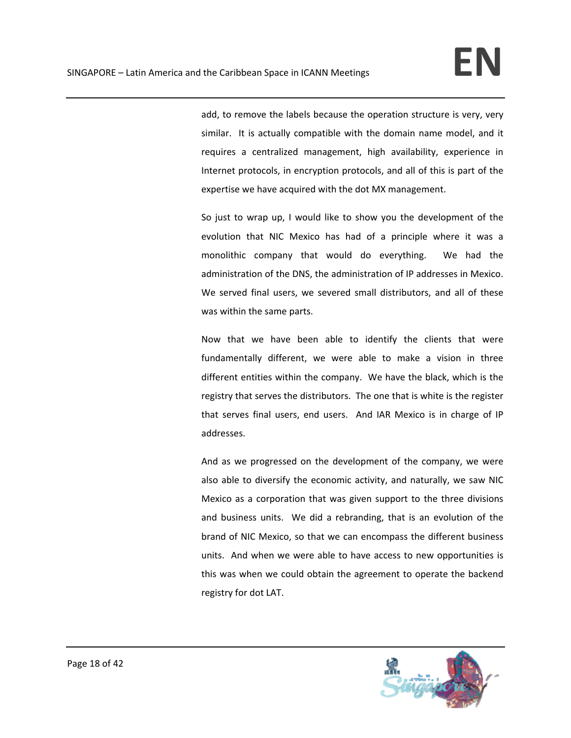add, to remove the labels because the operation structure is very, very similar. It is actually compatible with the domain name model, and it requires a centralized management, high availability, experience in Internet protocols, in encryption protocols, and all of this is part of the expertise we have acquired with the dot MX management.

So just to wrap up, I would like to show you the development of the evolution that NIC Mexico has had of a principle where it was a monolithic company that would do everything. We had the administration of the DNS, the administration of IP addresses in Mexico. We served final users, we severed small distributors, and all of these was within the same parts.

Now that we have been able to identify the clients that were fundamentally different, we were able to make a vision in three different entities within the company. We have the black, which is the registry that serves the distributors. The one that is white is the register that serves final users, end users. And IAR Mexico is in charge of IP addresses.

And as we progressed on the development of the company, we were also able to diversify the economic activity, and naturally, we saw NIC Mexico as a corporation that was given support to the three divisions and business units. We did a rebranding, that is an evolution of the brand of NIC Mexico, so that we can encompass the different business units. And when we were able to have access to new opportunities is this was when we could obtain the agreement to operate the backend registry for dot LAT.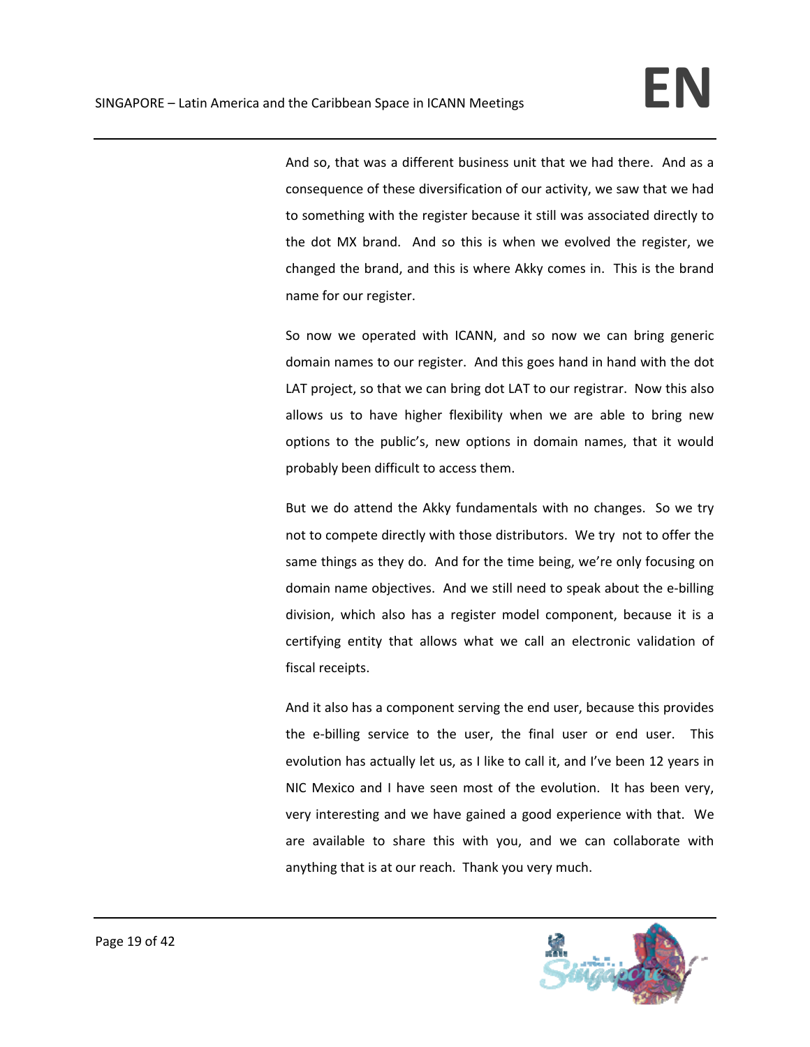And so, that was a different business unit that we had there. And as a consequence of these diversification of our activity, we saw that we had to something with the register because it still was associated directly to the dot MX brand. And so this is when we evolved the register, we changed the brand, and this is where Akky comes in. This is the brand name for our register.

So now we operated with ICANN, and so now we can bring generic domain names to our register. And this goes hand in hand with the dot LAT project, so that we can bring dot LAT to our registrar. Now this also allows us to have higher flexibility when we are able to bring new options to the public's, new options in domain names, that it would probably been difficult to access them.

But we do attend the Akky fundamentals with no changes. So we try not to compete directly with those distributors. We try not to offer the same things as they do. And for the time being, we're only focusing on domain name objectives. And we still need to speak about the e-billing division, which also has a register model component, because it is a certifying entity that allows what we call an electronic validation of fiscal receipts.

And it also has a component serving the end user, because this provides the e-billing service to the user, the final user or end user. This evolution has actually let us, as I like to call it, and I've been 12 years in NIC Mexico and I have seen most of the evolution. It has been very, very interesting and we have gained a good experience with that. We are available to share this with you, and we can collaborate with anything that is at our reach. Thank you very much.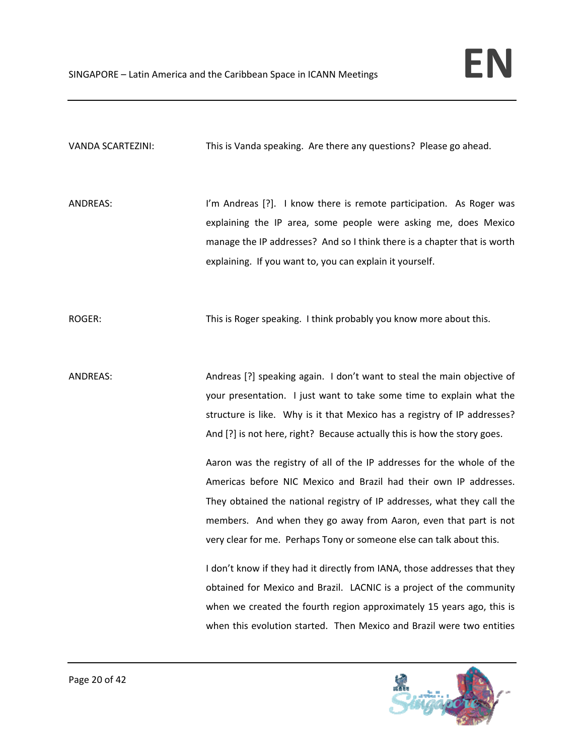VANDA SCARTEZINI: This is Vanda speaking. Are there any questions? Please go ahead.

ANDREAS: I'm Andreas [?]. I know there is remote participation. As Roger was explaining the IP area, some people were asking me, does Mexico manage the IP addresses? And so I think there is a chapter that is worth explaining. If you want to, you can explain it yourself.

ROGER: This is Roger speaking. I think probably you know more about this.

ANDREAS: Andreas [?] speaking again. I don't want to steal the main objective of your presentation. I just want to take some time to explain what the structure is like. Why is it that Mexico has a registry of IP addresses? And [?] is not here, right? Because actually this is how the story goes.

Aaron was the registry of all of the IP addresses for the whole of the Americas before NIC Mexico and Brazil had their own IP addresses. They obtained the national registry of IP addresses, what they call the members. And when they go away from Aaron, even that part is not very clear for me. Perhaps Tony or someone else can talk about this.

I don't know if they had it directly from IANA, those addresses that they obtained for Mexico and Brazil. LACNIC is a project of the community when we created the fourth region approximately 15 years ago, this is when this evolution started. Then Mexico and Brazil were two entities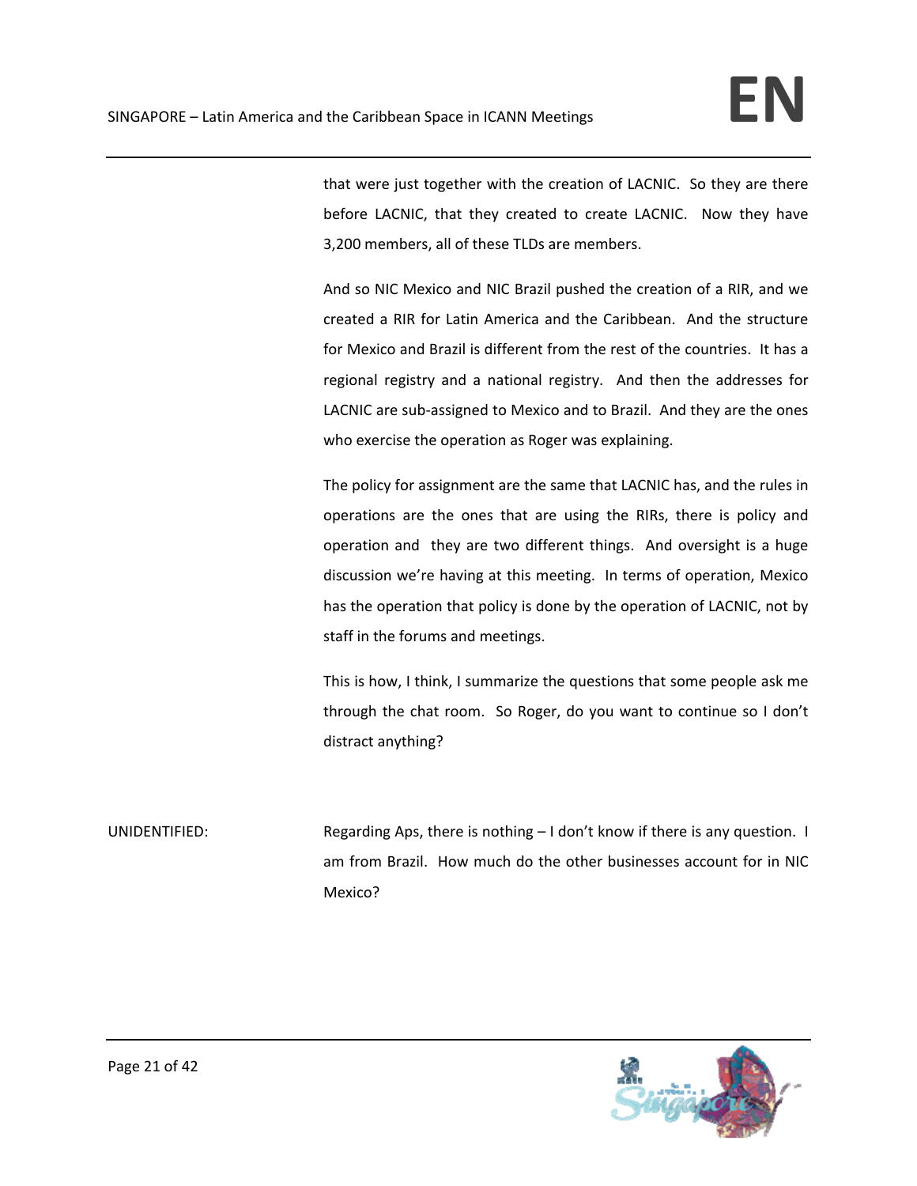that were just together with the creation of LACNIC. So they are there before LACNIC, that they created to create LACNIC. Now they have 3,200 members, all of these TLDs are members.

And so NIC Mexico and NIC Brazil pushed the creation of a RIR, and we created a RIR for Latin America and the Caribbean. And the structure for Mexico and Brazil is different from the rest of the countries. It has a regional registry and a national registry. And then the addresses for LACNIC are sub-assigned to Mexico and to Brazil. And they are the ones who exercise the operation as Roger was explaining.

The policy for assignment are the same that LACNIC has, and the rules in operations are the ones that are using the RIRs, there is policy and operation and they are two different things. And oversight is a huge discussion we're having at this meeting. In terms of operation, Mexico has the operation that policy is done by the operation of LACNIC, not by staff in the forums and meetings.

This is how, I think, I summarize the questions that some people ask me through the chat room. So Roger, do you want to continue so I don't distract anything?

UNIDENTIFIED: Regarding Aps, there is nothing – I don't know if there is any question. I am from Brazil. How much do the other businesses account for in NIC Mexico?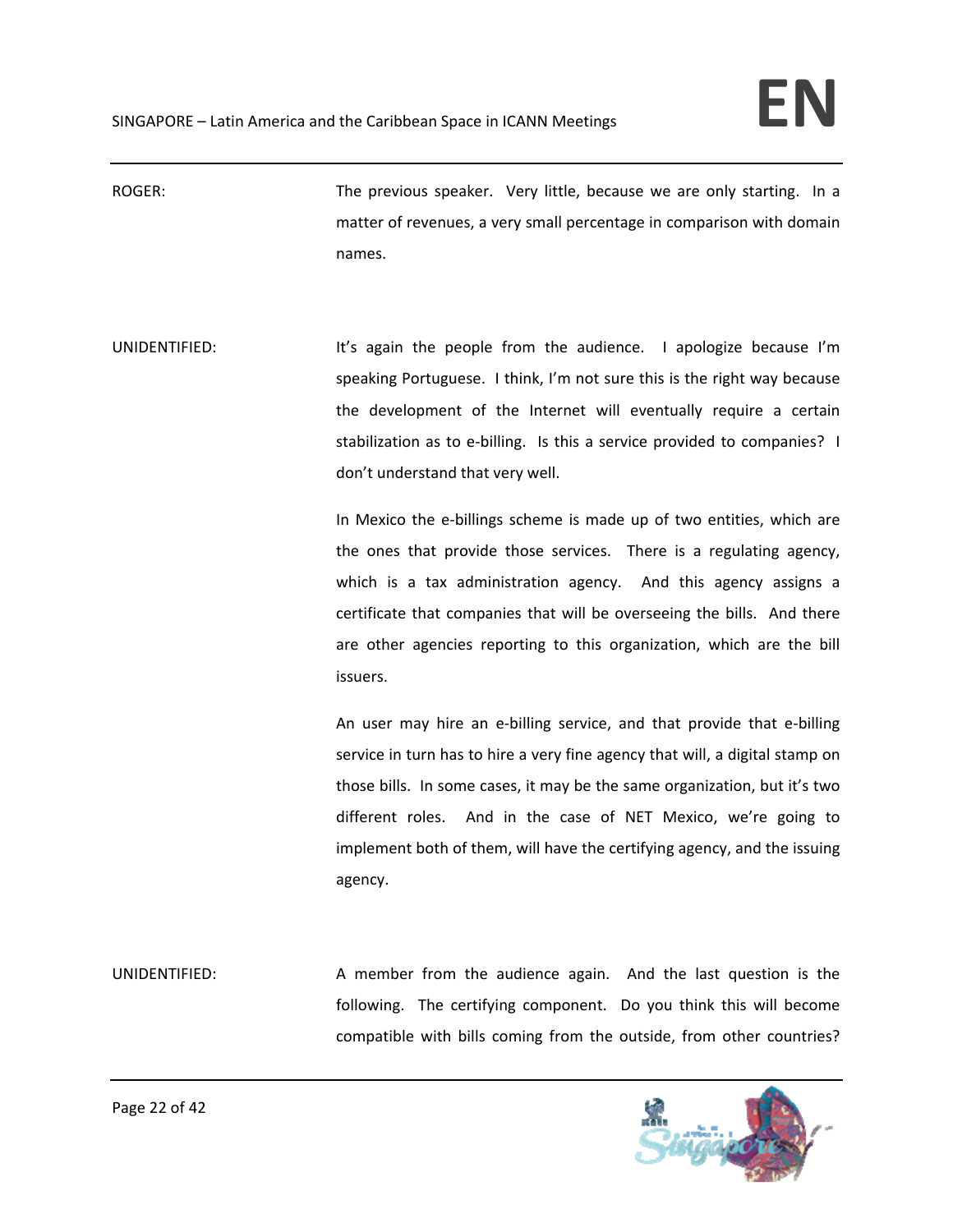ROGER: The previous speaker. Very little, because we are only starting. In a matter of revenues, a very small percentage in comparison with domain names.

UNIDENTIFIED: It's again the people from the audience. I apologize because I'm speaking Portuguese. I think, I'm not sure this is the right way because the development of the Internet will eventually require a certain stabilization as to e-billing. Is this a service provided to companies? I don't understand that very well.

In Mexico the e-billings scheme is made up of two entities, which are the ones that provide those services. There is a regulating agency, which is a tax administration agency. And this agency assigns a certificate that companies that will be overseeing the bills. And there are other agencies reporting to this organization, which are the bill issuers.

An user may hire an e-billing service, and that provide that e-billing service in turn has to hire a very fine agency that will, a digital stamp on those bills. In some cases, it may be the same organization, but it's two different roles. And in the case of NET Mexico, we're going to implement both of them, will have the certifying agency, and the issuing agency.

UNIDENTIFIED: A member from the audience again. And the last question is the following. The certifying component. Do you think this will become compatible with bills coming from the outside, from other countries?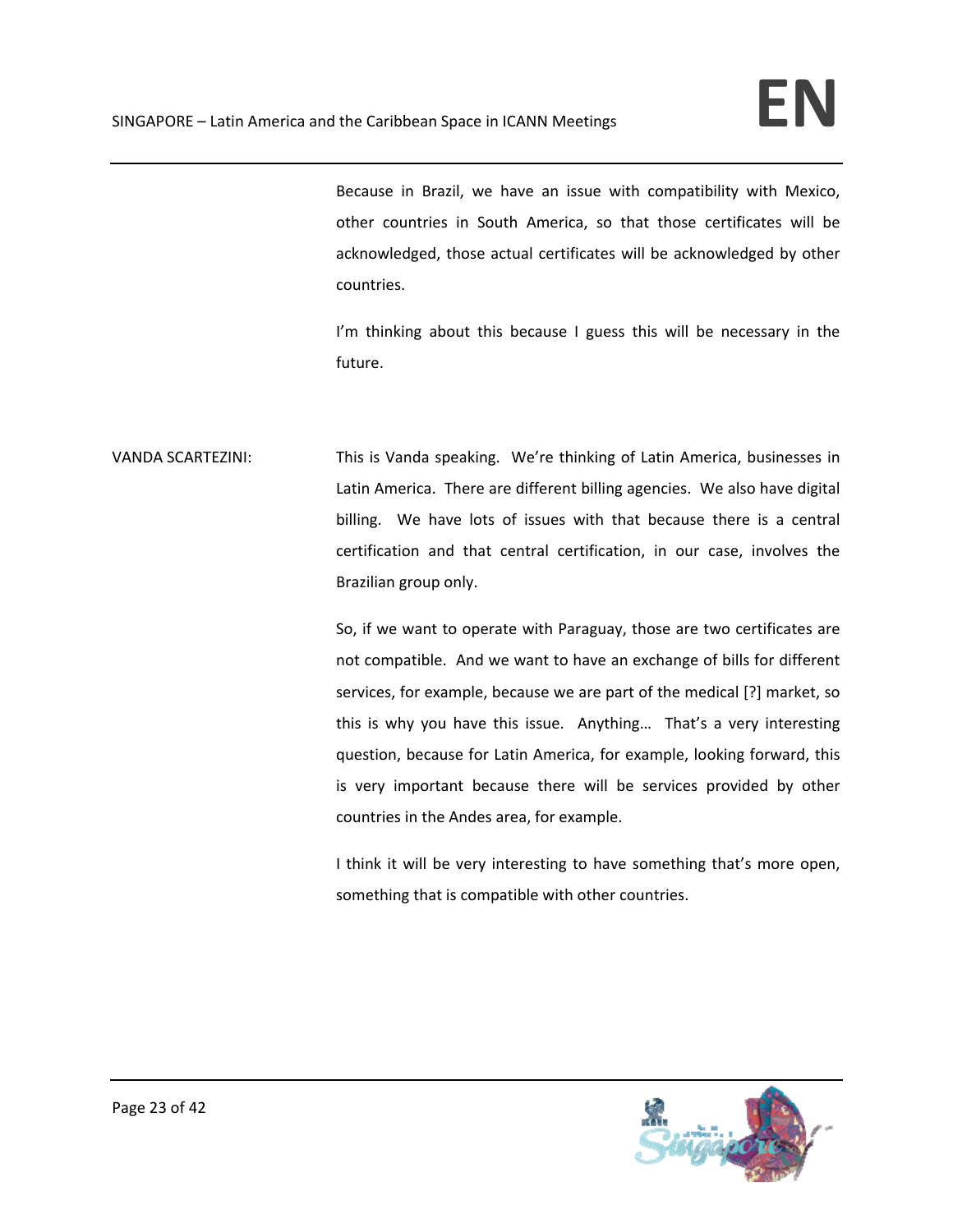Because in Brazil, we have an issue with compatibility with Mexico, other countries in South America, so that those certificates will be acknowledged, those actual certificates will be acknowledged by other countries.

I'm thinking about this because I guess this will be necessary in the future.

VANDA SCARTEZINI: This is Vanda speaking. We're thinking of Latin America, businesses in Latin America. There are different billing agencies. We also have digital billing. We have lots of issues with that because there is a central certification and that central certification, in our case, involves the Brazilian group only.

So, if we want to operate with Paraguay, those are two certificates are not compatible. And we want to have an exchange of bills for different services, for example, because we are part of the medical [?] market, so this is why you have this issue. Anything… That's a very interesting question, because for Latin America, for example, looking forward, this is very important because there will be services provided by other countries in the Andes area, for example.

I think it will be very interesting to have something that's more open, something that is compatible with other countries.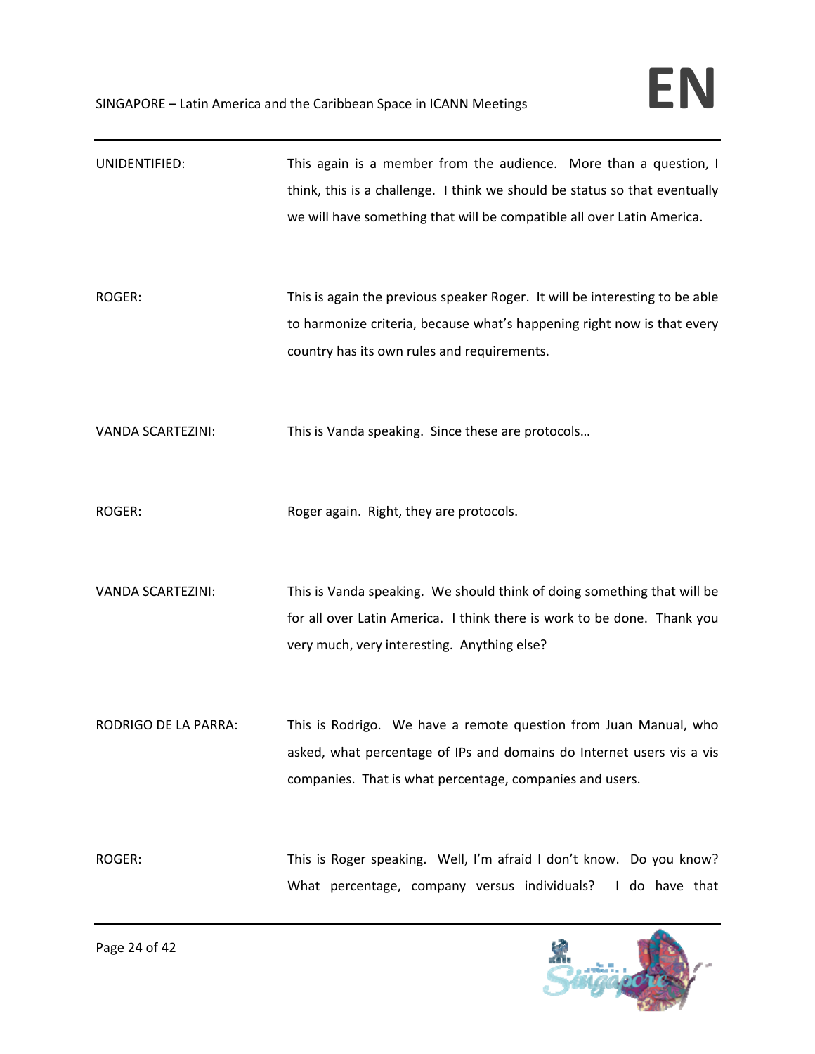UNIDENTIFIED: This again is a member from the audience. More than a question, I think, this is a challenge. I think we should be status so that eventually we will have something that will be compatible all over Latin America.

ROGER: This is again the previous speaker Roger. It will be interesting to be able to harmonize criteria, because what's happening right now is that every country has its own rules and requirements.

VANDA SCARTEZINI: This is Vanda speaking. Since these are protocols…

ROGER: Roger again. Right, they are protocols.

VANDA SCARTEZINI: This is Vanda speaking. We should think of doing something that will be for all over Latin America. I think there is work to be done. Thank you very much, very interesting. Anything else?

RODRIGO DE LA PARRA: This is Rodrigo. We have a remote question from Juan Manual, who asked, what percentage of IPs and domains do Internet users vis a vis companies. That is what percentage, companies and users.

ROGER: This is Roger speaking. Well, I'm afraid I don't know. Do you know? What percentage, company versus individuals? I do have that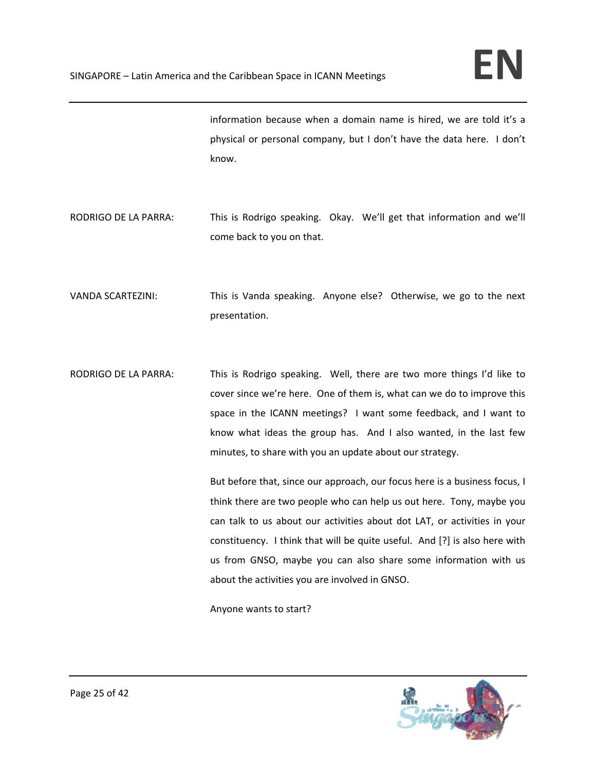information because when a domain name is hired, we are told it's a physical or personal company, but I don't have the data here. I don't know.

RODRIGO DE LA PARRA: This is Rodrigo speaking. Okay. We'll get that information and we'll come back to you on that.

VANDA SCARTEZINI: This is Vanda speaking. Anyone else? Otherwise, we go to the next presentation.

RODRIGO DE LA PARRA: This is Rodrigo speaking. Well, there are two more things I'd like to cover since we're here. One of them is, what can we do to improve this space in the ICANN meetings? I want some feedback, and I want to know what ideas the group has. And I also wanted, in the last few minutes, to share with you an update about our strategy.

But before that, since our approach, our focus here is a business focus, I think there are two people who can help us out here. Tony, maybe you can talk to us about our activities about dot LAT, or activities in your constituency. I think that will be quite useful. And [?] is also here with us from GNSO, maybe you can also share some information with us about the activities you are involved in GNSO.

Anyone wants to start?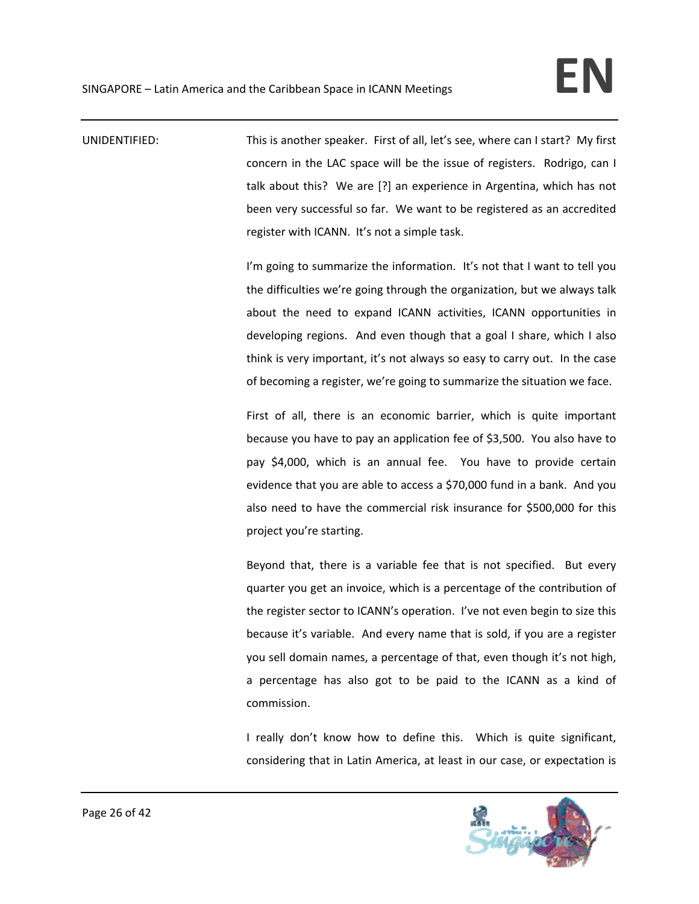UNIDENTIFIED: This is another speaker. First of all, let's see, where can I start? My first concern in the LAC space will be the issue of registers. Rodrigo, can I talk about this? We are [?] an experience in Argentina, which has not been very successful so far. We want to be registered as an accredited register with ICANN. It's not a simple task.

I'm going to summarize the information. It's not that I want to tell you the difficulties we're going through the organization, but we always talk about the need to expand ICANN activities, ICANN opportunities in developing regions. And even though that a goal I share, which I also think is very important, it's not always so easy to carry out. In the case of becoming a register, we're going to summarize the situation we face.

First of all, there is an economic barrier, which is quite important because you have to pay an application fee of $3,500. You also have to pay $4,000, which is an annual fee. You have to provide certain evidence that you are able to access a $70,000 fund in a bank. And you also need to have the commercial risk insurance for $500,000 for this project you're starting.

Beyond that, there is a variable fee that is not specified. But every quarter you get an invoice, which is a percentage of the contribution of the register sector to ICANN's operation. I've not even begin to size this because it's variable. And every name that is sold, if you are a register you sell domain names, a percentage of that, even though it's not high, a percentage has also got to be paid to the ICANN as a kind of commission.

I really don't know how to define this. Which is quite significant, considering that in Latin America, at least in our case, or expectation is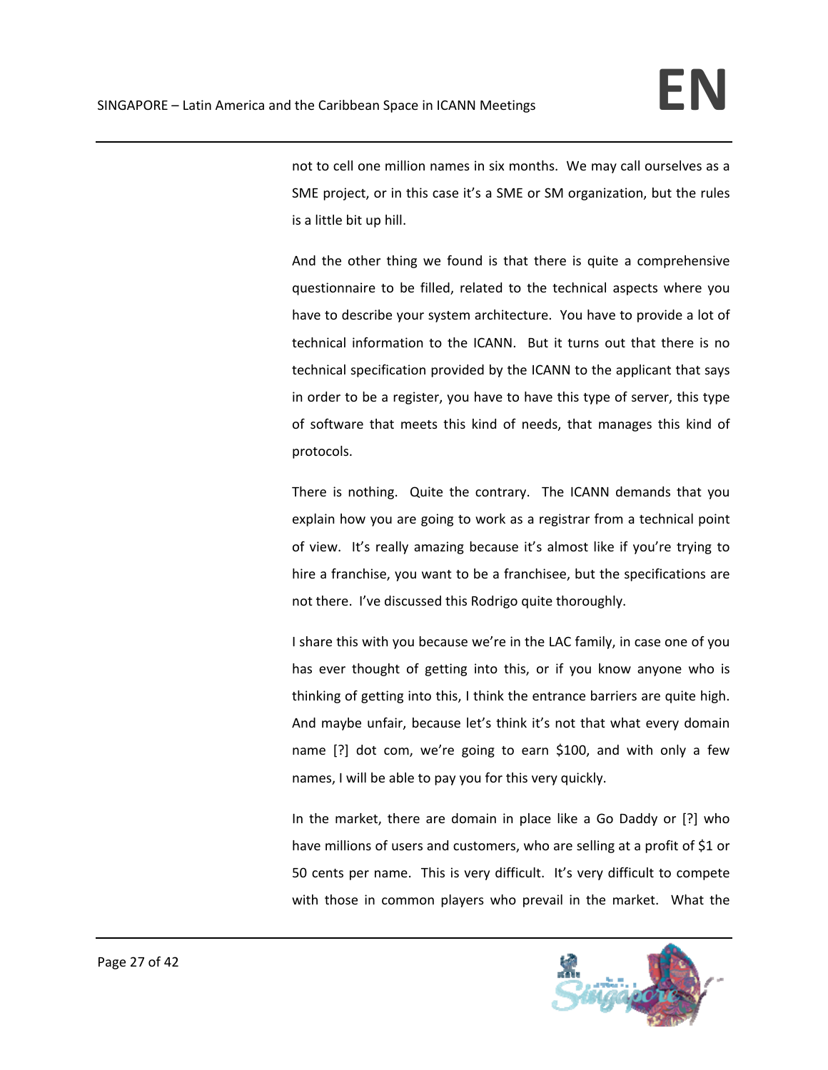not to cell one million names in six months. We may call ourselves as a SME project, or in this case it's a SME or SM organization, but the rules is a little bit up hill.

And the other thing we found is that there is quite a comprehensive questionnaire to be filled, related to the technical aspects where you have to describe your system architecture. You have to provide a lot of technical information to the ICANN. But it turns out that there is no technical specification provided by the ICANN to the applicant that says in order to be a register, you have to have this type of server, this type of software that meets this kind of needs, that manages this kind of protocols.

There is nothing. Quite the contrary. The ICANN demands that you explain how you are going to work as a registrar from a technical point of view. It's really amazing because it's almost like if you're trying to hire a franchise, you want to be a franchisee, but the specifications are not there. I've discussed this Rodrigo quite thoroughly.

I share this with you because we're in the LAC family, in case one of you has ever thought of getting into this, or if you know anyone who is thinking of getting into this, I think the entrance barriers are quite high. And maybe unfair, because let's think it's not that what every domain name [?] dot com, we're going to earn $100, and with only a few names, I will be able to pay you for this very quickly.

In the market, there are domain in place like a Go Daddy or [?] who have millions of users and customers, who are selling at a profit of $1 or 50 cents per name. This is very difficult. It's very difficult to compete with those in common players who prevail in the market. What the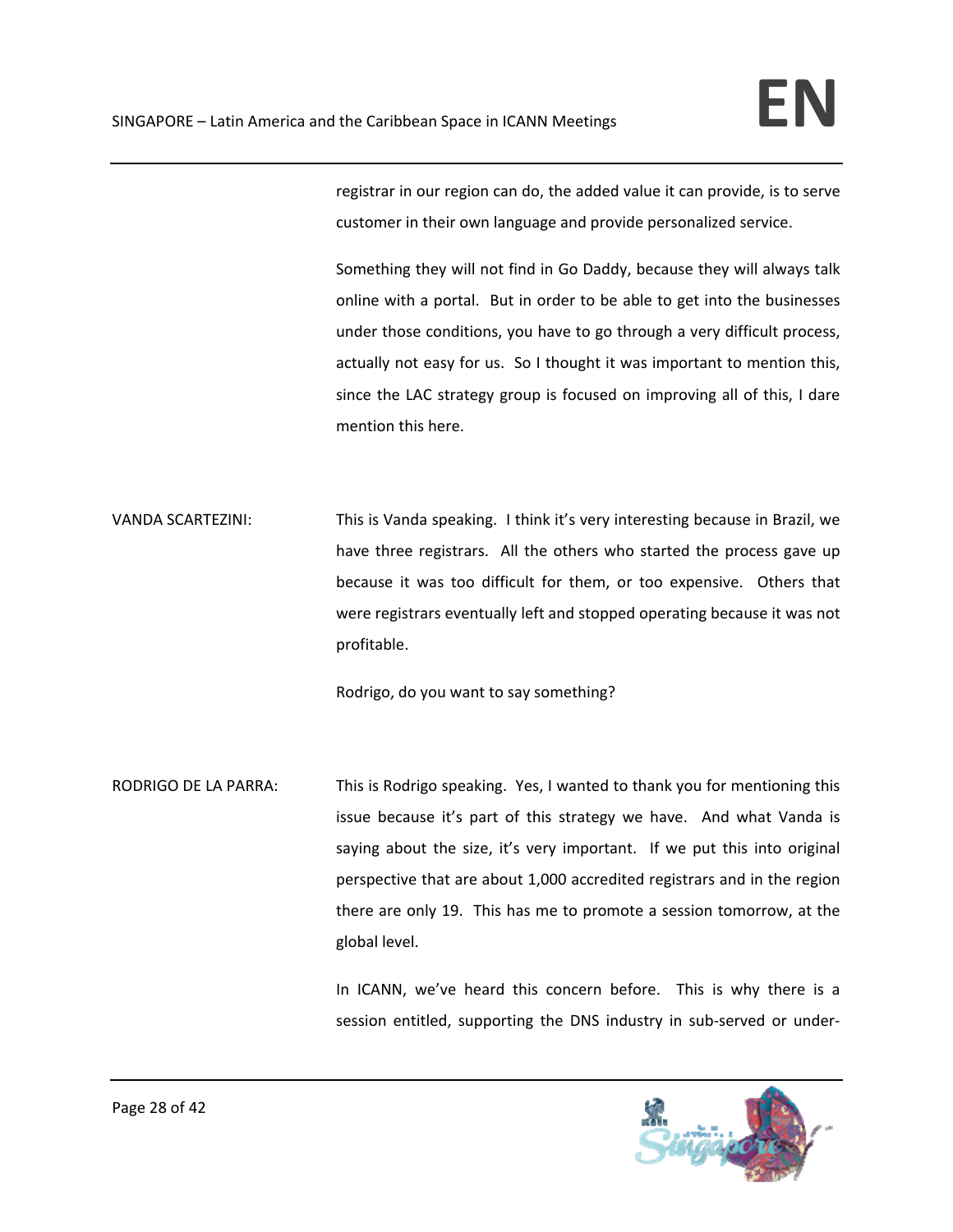registrar in our region can do, the added value it can provide, is to serve customer in their own language and provide personalized service.

Something they will not find in Go Daddy, because they will always talk online with a portal. But in order to be able to get into the businesses under those conditions, you have to go through a very difficult process, actually not easy for us. So I thought it was important to mention this, since the LAC strategy group is focused on improving all of this, I dare mention this here.

VANDA SCARTEZINI: This is Vanda speaking. I think it's very interesting because in Brazil, we have three registrars. All the others who started the process gave up because it was too difficult for them, or too expensive. Others that were registrars eventually left and stopped operating because it was not profitable.

Rodrigo, do you want to say something?

RODRIGO DE LA PARRA: This is Rodrigo speaking. Yes, I wanted to thank you for mentioning this issue because it's part of this strategy we have. And what Vanda is saying about the size, it's very important. If we put this into original perspective that are about 1,000 accredited registrars and in the region there are only 19. This has me to promote a session tomorrow, at the global level.

In ICANN, we've heard this concern before. This is why there is a session entitled, supporting the DNS industry in sub-served or under-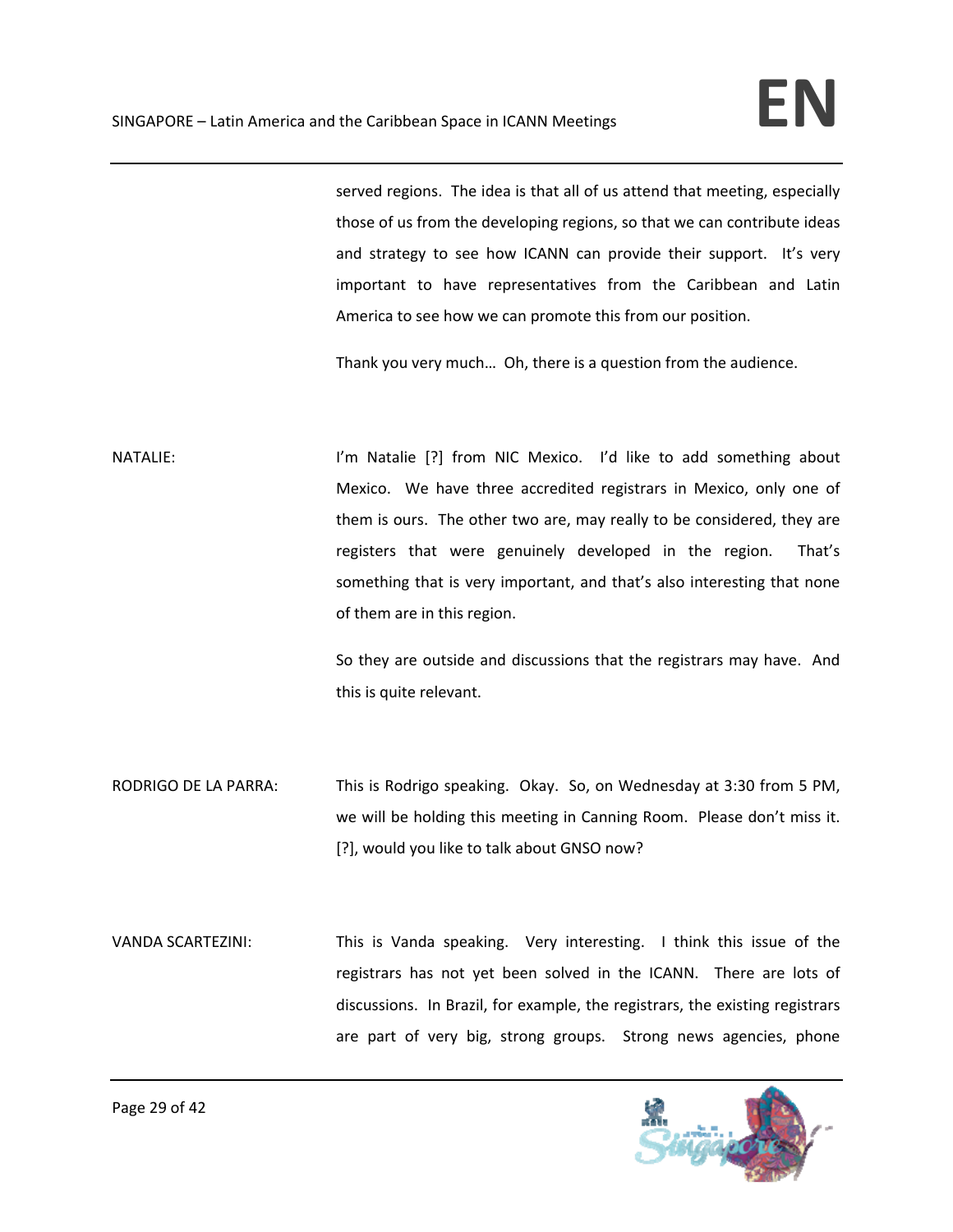served regions. The idea is that all of us attend that meeting, especially those of us from the developing regions, so that we can contribute ideas and strategy to see how ICANN can provide their support. It's very important to have representatives from the Caribbean and Latin America to see how we can promote this from our position.

Thank you very much… Oh, there is a question from the audience.

NATALIE: I'm Natalie [?] from NIC Mexico. I'd like to add something about Mexico. We have three accredited registrars in Mexico, only one of them is ours. The other two are, may really to be considered, they are registers that were genuinely developed in the region. That's something that is very important, and that's also interesting that none of them are in this region.

So they are outside and discussions that the registrars may have. And this is quite relevant.

RODRIGO DE LA PARRA: This is Rodrigo speaking. Okay. So, on Wednesday at 3:30 from 5 PM, we will be holding this meeting in Canning Room. Please don't miss it. [?], would you like to talk about GNSO now?

VANDA SCARTEZINI: This is Vanda speaking. Very interesting. I think this issue of the registrars has not yet been solved in the ICANN. There are lots of discussions. In Brazil, for example, the registrars, the existing registrars are part of very big, strong groups. Strong news agencies, phone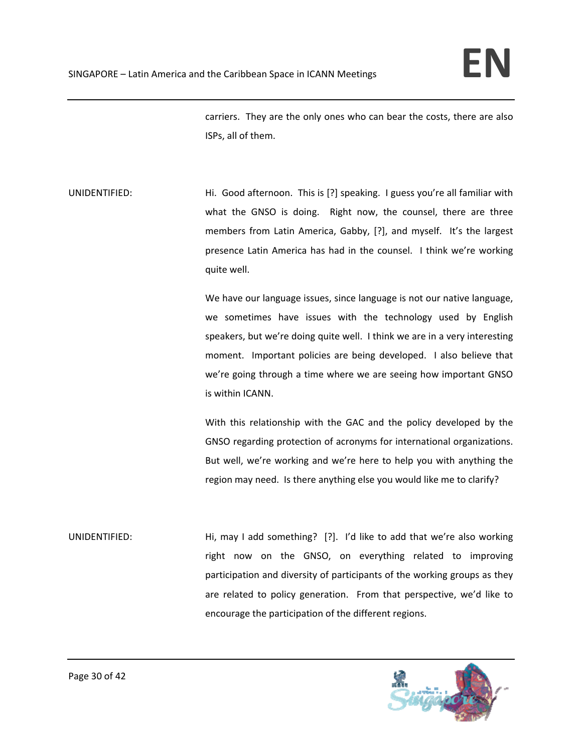carriers. They are the only ones who can bear the costs, there are also ISPs, all of them.

UNIDENTIFIED: Hi. Good afternoon. This is [?] speaking. I guess you're all familiar with what the GNSO is doing. Right now, the counsel, there are three members from Latin America, Gabby, [?], and myself. It's the largest presence Latin America has had in the counsel. I think we're working quite well.

We have our language issues, since language is not our native language, we sometimes have issues with the technology used by English speakers, but we're doing quite well. I think we are in a very interesting moment. Important policies are being developed. I also believe that we're going through a time where we are seeing how important GNSO is within ICANN.

With this relationship with the GAC and the policy developed by the GNSO regarding protection of acronyms for international organizations. But well, we're working and we're here to help you with anything the region may need. Is there anything else you would like me to clarify?

UNIDENTIFIED: Hi, may I add something? [?]. I'd like to add that we're also working right now on the GNSO, on everything related to improving participation and diversity of participants of the working groups as they are related to policy generation. From that perspective, we'd like to encourage the participation of the different regions.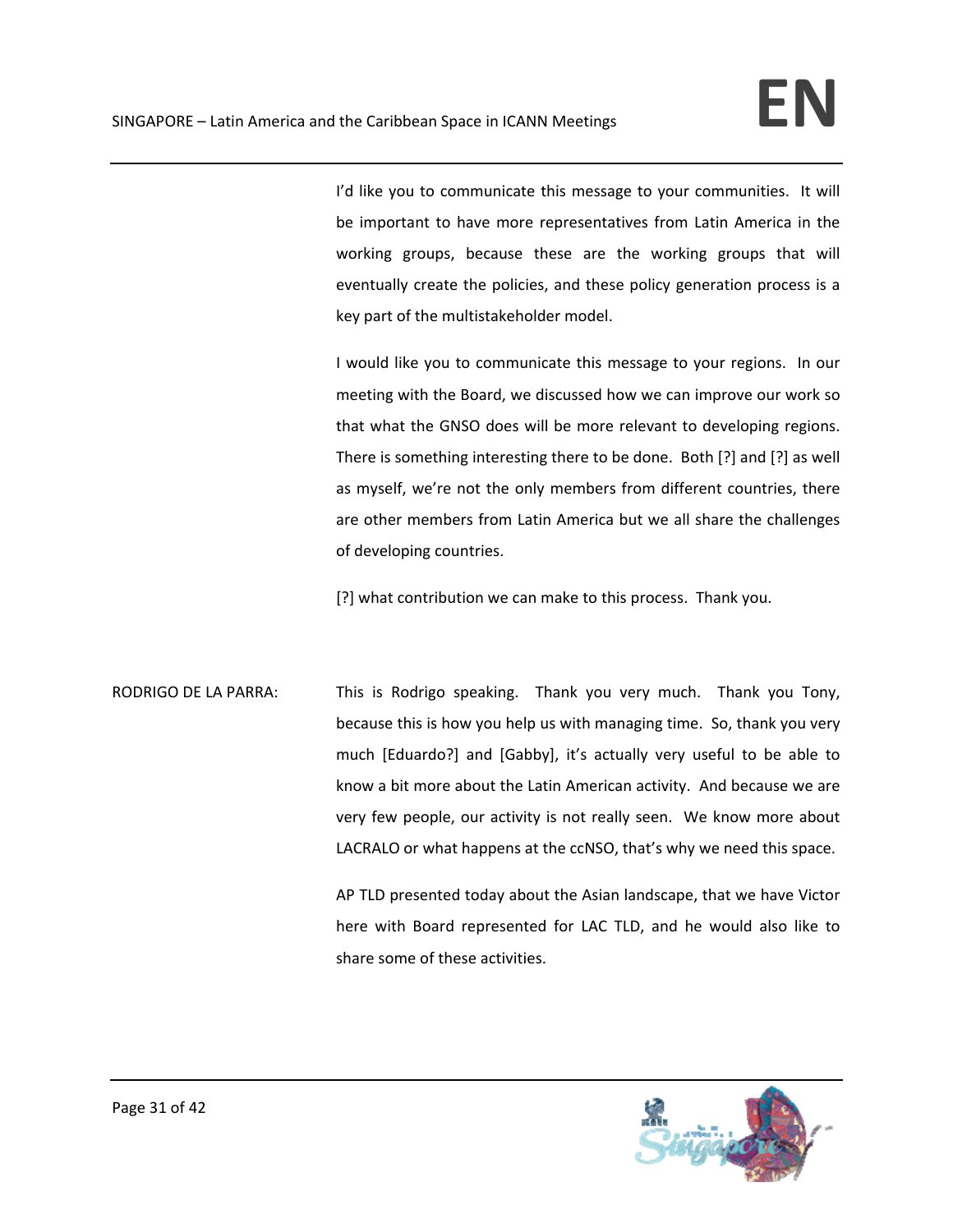I'd like you to communicate this message to your communities. It will be important to have more representatives from Latin America in the working groups, because these are the working groups that will eventually create the policies, and these policy generation process is a key part of the multistakeholder model.

I would like you to communicate this message to your regions. In our meeting with the Board, we discussed how we can improve our work so that what the GNSO does will be more relevant to developing regions. There is something interesting there to be done. Both [?] and [?] as well as myself, we're not the only members from different countries, there are other members from Latin America but we all share the challenges of developing countries.

[?] what contribution we can make to this process. Thank you.

RODRIGO DE LA PARRA: This is Rodrigo speaking. Thank you very much. Thank you Tony, because this is how you help us with managing time. So, thank you very much [Eduardo?] and [Gabby], it's actually very useful to be able to know a bit more about the Latin American activity. And because we are very few people, our activity is not really seen. We know more about LACRALO or what happens at the ccNSO, that's why we need this space.

AP TLD presented today about the Asian landscape, that we have Victor here with Board represented for LAC TLD, and he would also like to share some of these activities.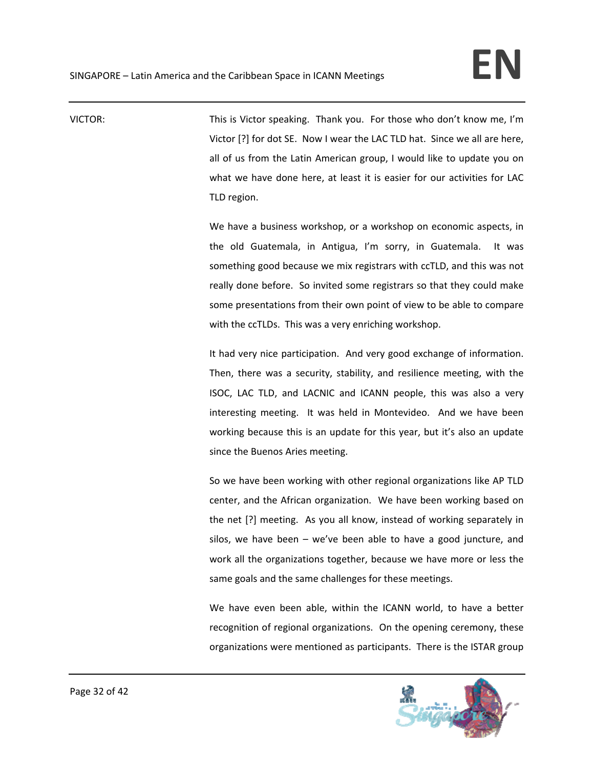VICTOR: This is Victor speaking. Thank you. For those who don't know me, I'm Victor [?] for dot SE. Now I wear the LAC TLD hat. Since we all are here, all of us from the Latin American group, I would like to update you on what we have done here, at least it is easier for our activities for LAC TLD region.

We have a business workshop, or a workshop on economic aspects, in the old Guatemala, in Antigua, I'm sorry, in Guatemala. It was something good because we mix registrars with ccTLD, and this was not really done before. So invited some registrars so that they could make some presentations from their own point of view to be able to compare with the ccTLDs. This was a very enriching workshop.

It had very nice participation. And very good exchange of information. Then, there was a security, stability, and resilience meeting, with the ISOC, LAC TLD, and LACNIC and ICANN people, this was also a very interesting meeting. It was held in Montevideo. And we have been working because this is an update for this year, but it's also an update since the Buenos Aries meeting.

So we have been working with other regional organizations like AP TLD center, and the African organization. We have been working based on the net [?] meeting. As you all know, instead of working separately in silos, we have been – we've been able to have a good juncture, and work all the organizations together, because we have more or less the same goals and the same challenges for these meetings.

We have even been able, within the ICANN world, to have a better recognition of regional organizations. On the opening ceremony, these organizations were mentioned as participants. There is the ISTAR group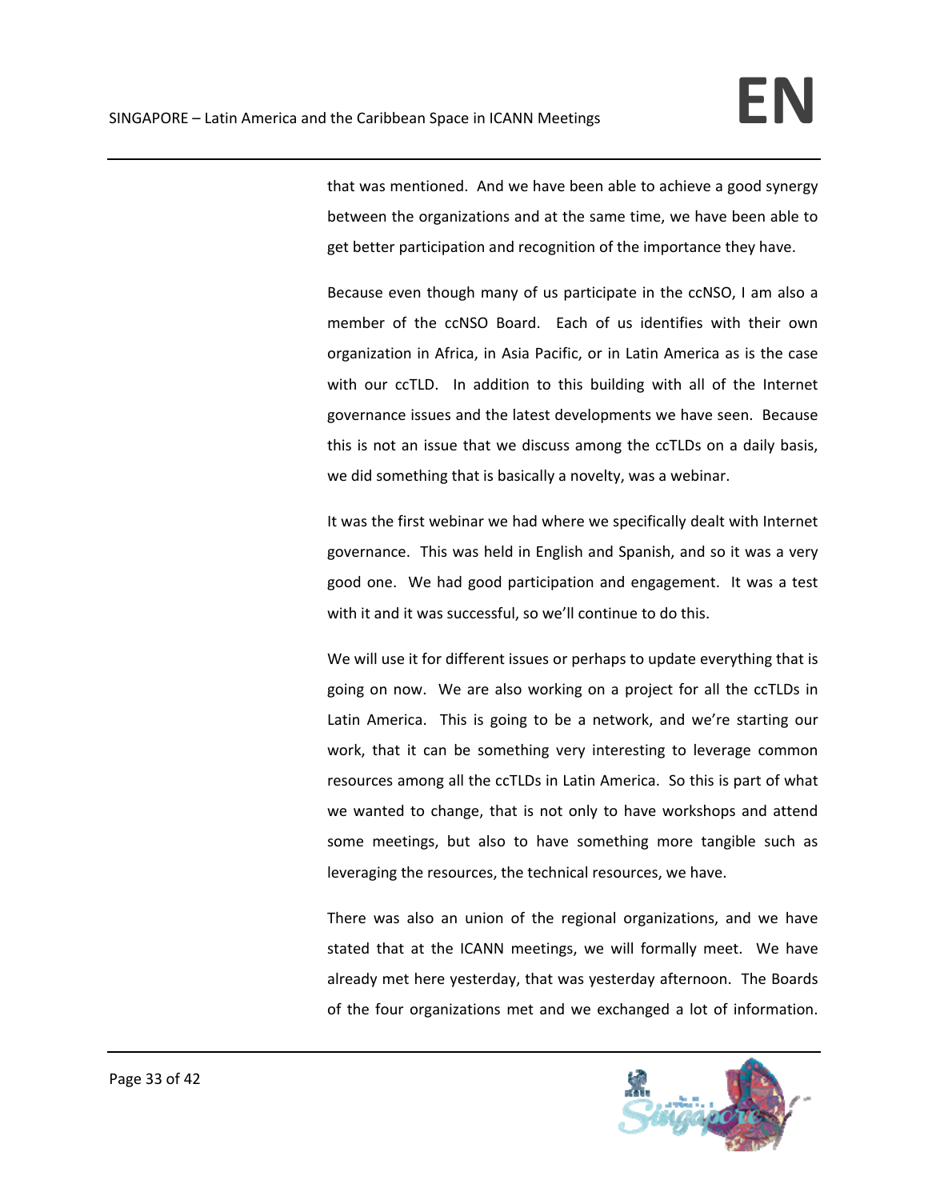that was mentioned. And we have been able to achieve a good synergy between the organizations and at the same time, we have been able to get better participation and recognition of the importance they have.

Because even though many of us participate in the ccNSO, I am also a member of the ccNSO Board. Each of us identifies with their own organization in Africa, in Asia Pacific, or in Latin America as is the case with our ccTLD. In addition to this building with all of the Internet governance issues and the latest developments we have seen. Because this is not an issue that we discuss among the ccTLDs on a daily basis, we did something that is basically a novelty, was a webinar.

It was the first webinar we had where we specifically dealt with Internet governance. This was held in English and Spanish, and so it was a very good one. We had good participation and engagement. It was a test with it and it was successful, so we'll continue to do this.

We will use it for different issues or perhaps to update everything that is going on now. We are also working on a project for all the ccTLDs in Latin America. This is going to be a network, and we're starting our work, that it can be something very interesting to leverage common resources among all the ccTLDs in Latin America. So this is part of what we wanted to change, that is not only to have workshops and attend some meetings, but also to have something more tangible such as leveraging the resources, the technical resources, we have.

There was also an union of the regional organizations, and we have stated that at the ICANN meetings, we will formally meet. We have already met here yesterday, that was yesterday afternoon. The Boards of the four organizations met and we exchanged a lot of information.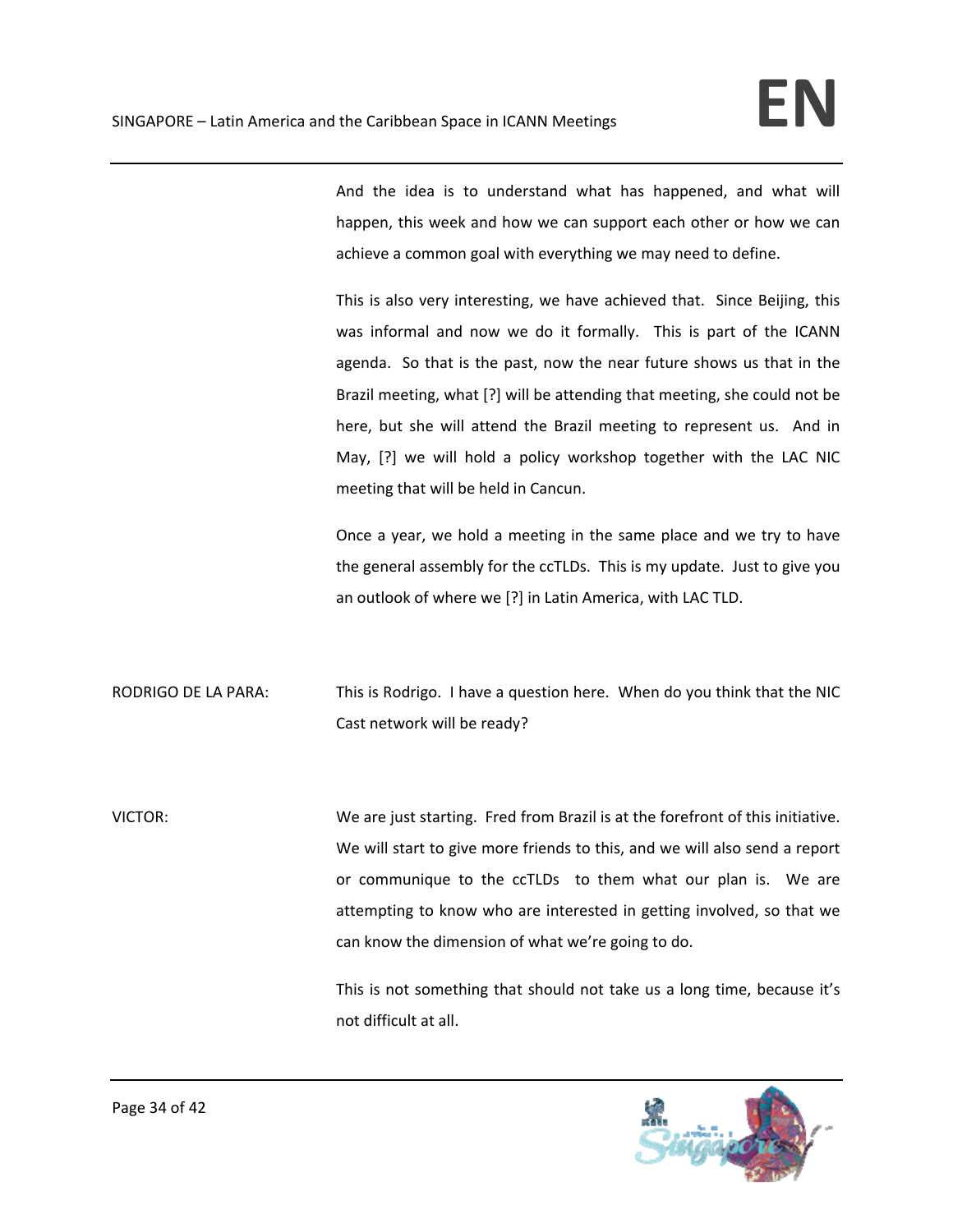And the idea is to understand what has happened, and what will happen, this week and how we can support each other or how we can achieve a common goal with everything we may need to define.

This is also very interesting, we have achieved that. Since Beijing, this was informal and now we do it formally. This is part of the ICANN agenda. So that is the past, now the near future shows us that in the Brazil meeting, what [?] will be attending that meeting, she could not be here, but she will attend the Brazil meeting to represent us. And in May, [?] we will hold a policy workshop together with the LAC NIC meeting that will be held in Cancun.

Once a year, we hold a meeting in the same place and we try to have the general assembly for the ccTLDs. This is my update. Just to give you an outlook of where we [?] in Latin America, with LAC TLD.

RODRIGO DE LA PARA: This is Rodrigo. I have a question here. When do you think that the NIC Cast network will be ready?

VICTOR: We are just starting. Fred from Brazil is at the forefront of this initiative. We will start to give more friends to this, and we will also send a report or communique to the ccTLDs to them what our plan is. We are attempting to know who are interested in getting involved, so that we can know the dimension of what we're going to do.

This is not something that should not take us a long time, because it's not difficult at all.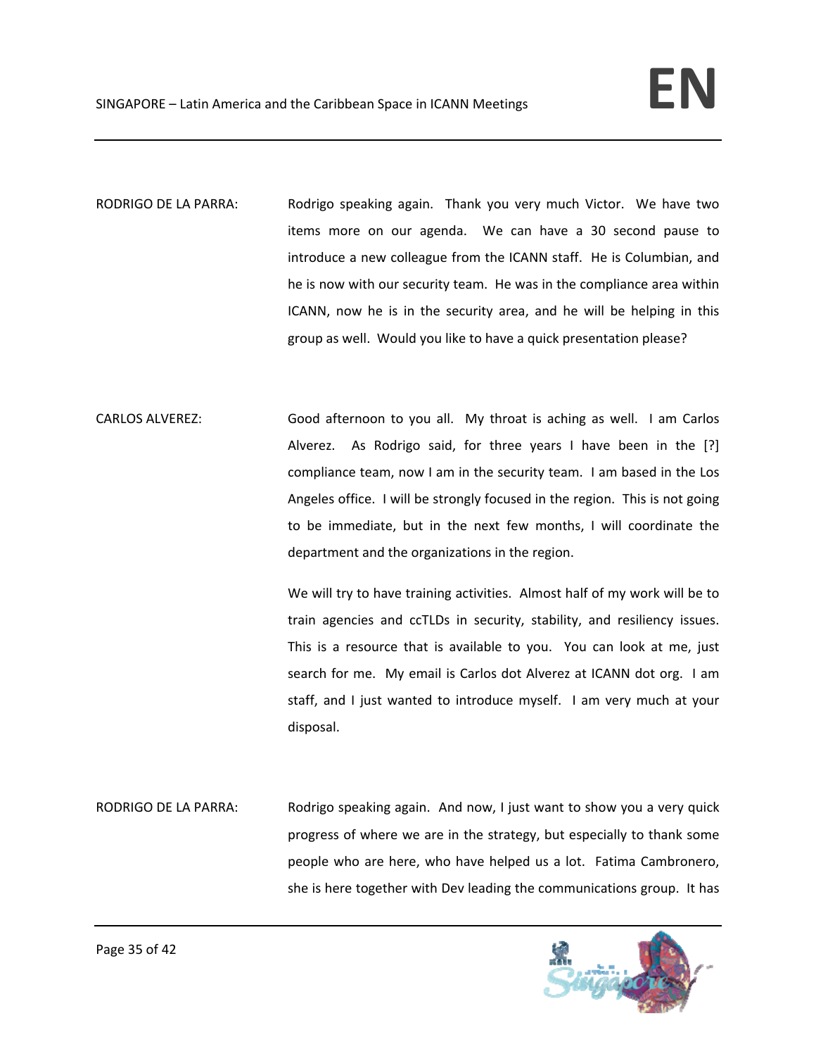RODRIGO DE LA PARRA: Rodrigo speaking again. Thank you very much Victor. We have two items more on our agenda. We can have a 30 second pause to introduce a new colleague from the ICANN staff. He is Columbian, and he is now with our security team. He was in the compliance area within ICANN, now he is in the security area, and he will be helping in this group as well. Would you like to have a quick presentation please?

CARLOS ALVEREZ: Good afternoon to you all. My throat is aching as well. I am Carlos Alverez. As Rodrigo said, for three years I have been in the [?] compliance team, now I am in the security team. I am based in the Los Angeles office. I will be strongly focused in the region. This is not going to be immediate, but in the next few months, I will coordinate the department and the organizations in the region.

We will try to have training activities. Almost half of my work will be to train agencies and ccTLDs in security, stability, and resiliency issues. This is a resource that is available to you. You can look at me, just search for me. My email is Carlos dot Alverez at ICANN dot org. I am staff, and I just wanted to introduce myself. I am very much at your disposal.

RODRIGO DE LA PARRA: Rodrigo speaking again. And now, I just want to show you a very quick progress of where we are in the strategy, but especially to thank some people who are here, who have helped us a lot. Fatima Cambronero, she is here together with Dev leading the communications group. It has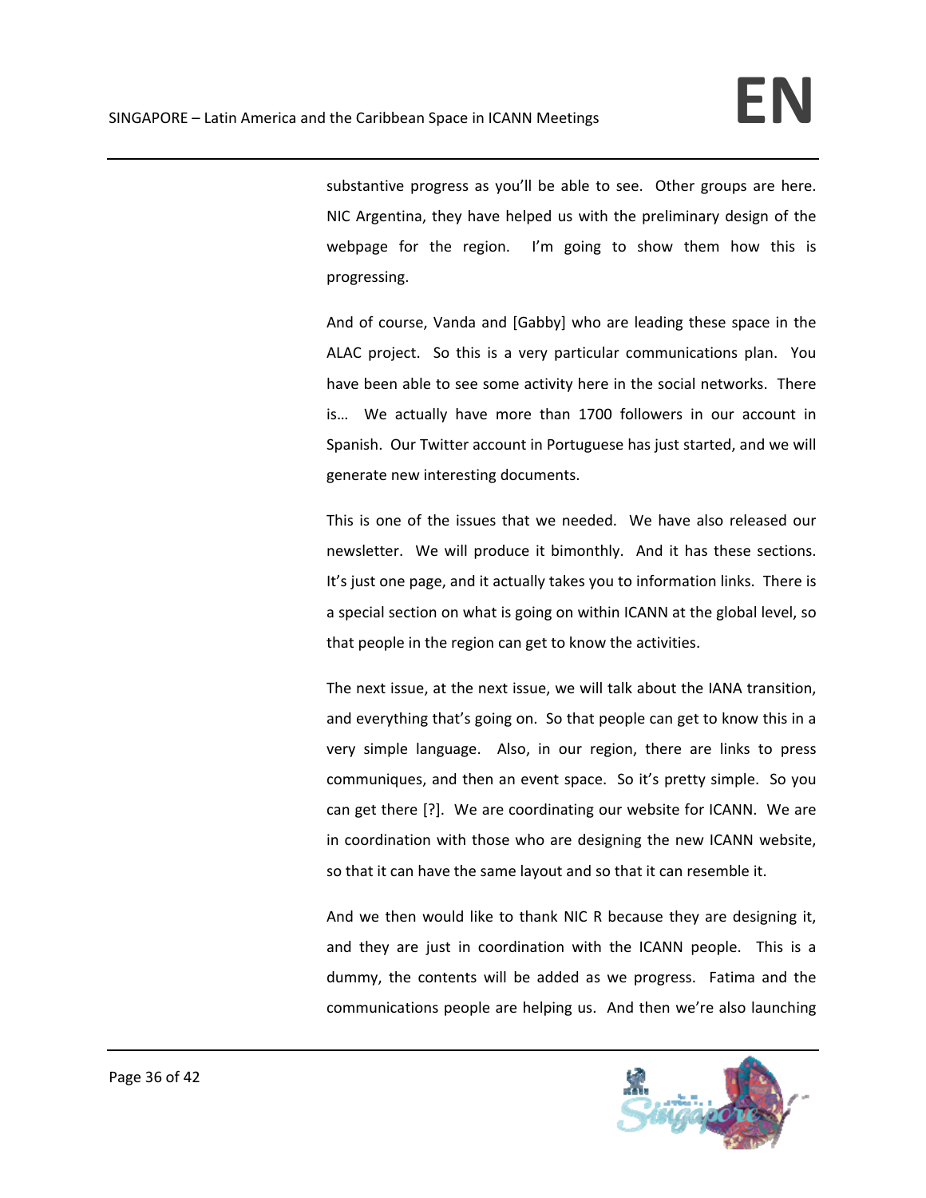substantive progress as you'll be able to see. Other groups are here. NIC Argentina, they have helped us with the preliminary design of the webpage for the region. I'm going to show them how this is progressing.

And of course, Vanda and [Gabby] who are leading these space in the ALAC project. So this is a very particular communications plan. You have been able to see some activity here in the social networks. There is… We actually have more than 1700 followers in our account in Spanish. Our Twitter account in Portuguese has just started, and we will generate new interesting documents.

This is one of the issues that we needed. We have also released our newsletter. We will produce it bimonthly. And it has these sections. It's just one page, and it actually takes you to information links. There is a special section on what is going on within ICANN at the global level, so that people in the region can get to know the activities.

The next issue, at the next issue, we will talk about the IANA transition, and everything that's going on. So that people can get to know this in a very simple language. Also, in our region, there are links to press communiques, and then an event space. So it's pretty simple. So you can get there [?]. We are coordinating our website for ICANN. We are in coordination with those who are designing the new ICANN website, so that it can have the same layout and so that it can resemble it.

And we then would like to thank NIC R because they are designing it, and they are just in coordination with the ICANN people. This is a dummy, the contents will be added as we progress. Fatima and the communications people are helping us. And then we're also launching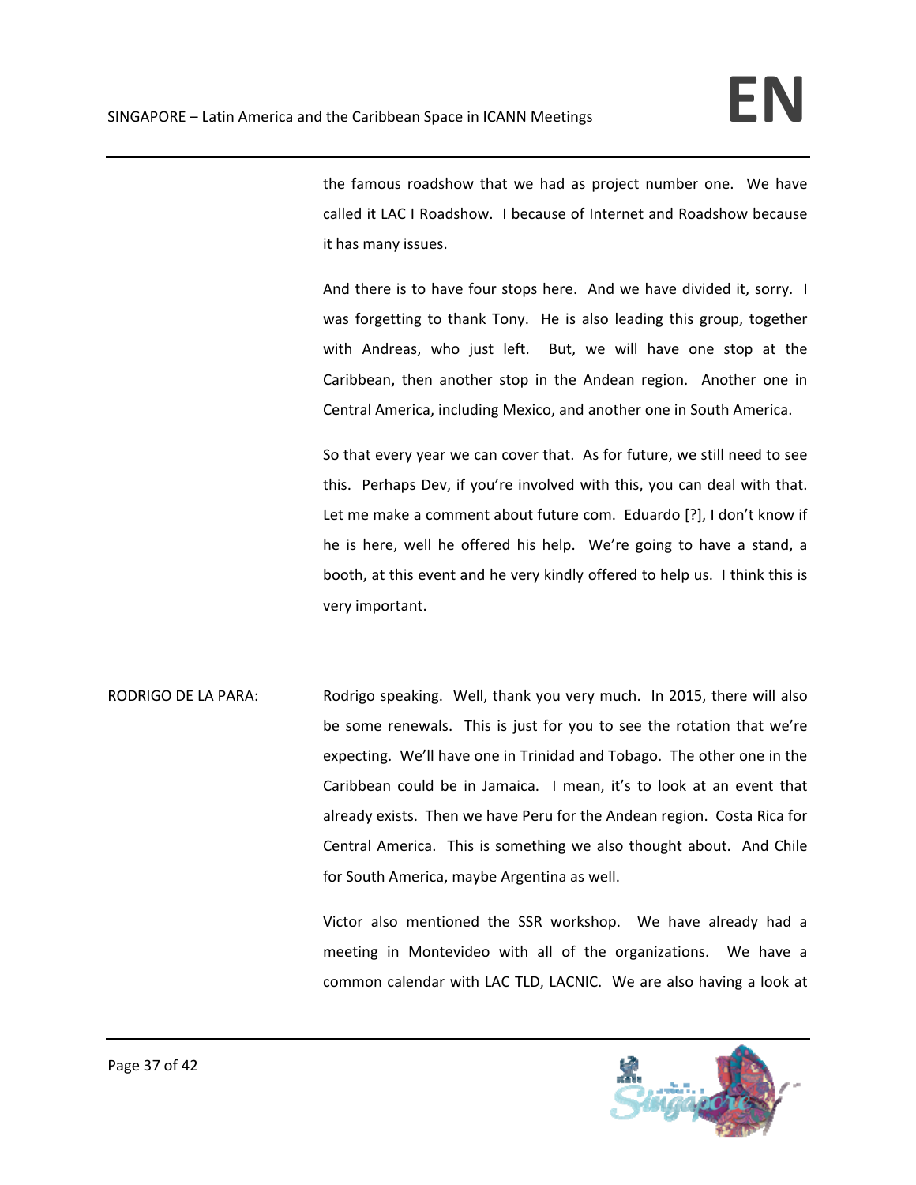the famous roadshow that we had as project number one. We have called it LAC I Roadshow. I because of Internet and Roadshow because it has many issues.

And there is to have four stops here. And we have divided it, sorry. I was forgetting to thank Tony. He is also leading this group, together with Andreas, who just left. But, we will have one stop at the Caribbean, then another stop in the Andean region. Another one in Central America, including Mexico, and another one in South America.

So that every year we can cover that. As for future, we still need to see this. Perhaps Dev, if you're involved with this, you can deal with that. Let me make a comment about future com. Eduardo [?], I don't know if he is here, well he offered his help. We're going to have a stand, a booth, at this event and he very kindly offered to help us. I think this is very important.

RODRIGO DE LA PARA: Rodrigo speaking. Well, thank you very much. In 2015, there will also be some renewals. This is just for you to see the rotation that we're expecting. We'll have one in Trinidad and Tobago. The other one in the Caribbean could be in Jamaica. I mean, it's to look at an event that already exists. Then we have Peru for the Andean region. Costa Rica for Central America. This is something we also thought about. And Chile for South America, maybe Argentina as well.

Victor also mentioned the SSR workshop. We have already had a meeting in Montevideo with all of the organizations. We have a common calendar with LAC TLD, LACNIC. We are also having a look at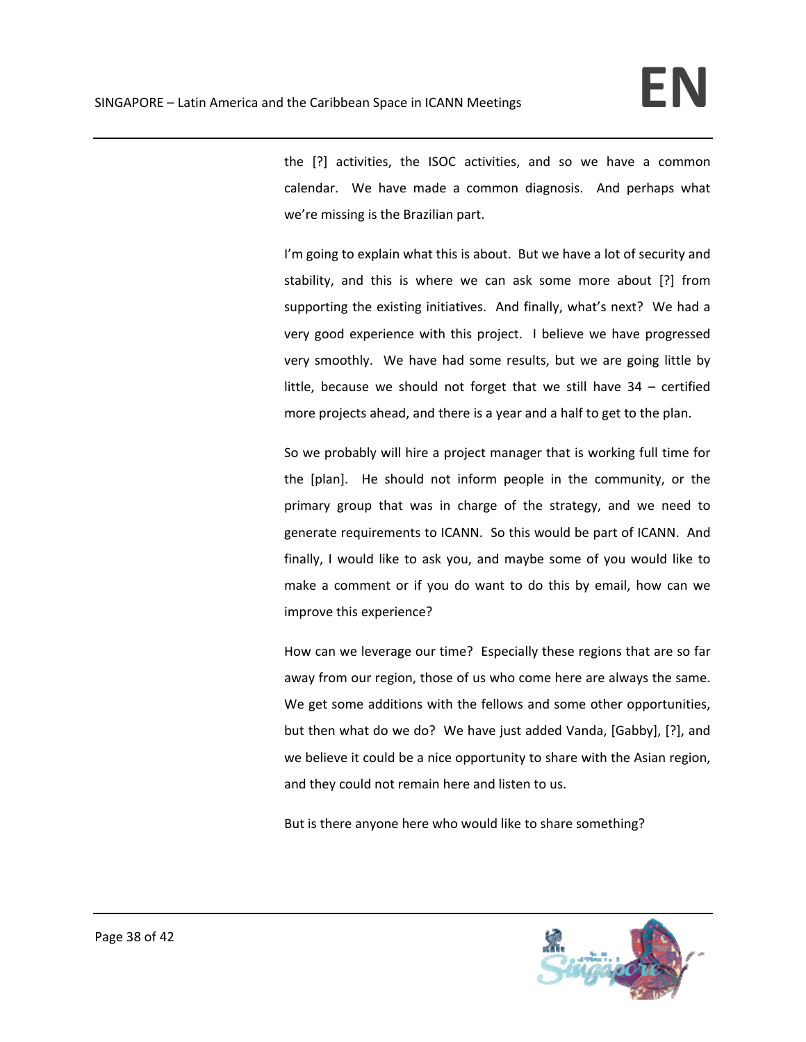the [?] activities, the ISOC activities, and so we have a common calendar. We have made a common diagnosis. And perhaps what we're missing is the Brazilian part.

I'm going to explain what this is about. But we have a lot of security and stability, and this is where we can ask some more about [?] from supporting the existing initiatives. And finally, what's next? We had a very good experience with this project. I believe we have progressed very smoothly. We have had some results, but we are going little by little, because we should not forget that we still have 34 – certified more projects ahead, and there is a year and a half to get to the plan.

So we probably will hire a project manager that is working full time for the [plan]. He should not inform people in the community, or the primary group that was in charge of the strategy, and we need to generate requirements to ICANN. So this would be part of ICANN. And finally, I would like to ask you, and maybe some of you would like to make a comment or if you do want to do this by email, how can we improve this experience?

How can we leverage our time? Especially these regions that are so far away from our region, those of us who come here are always the same. We get some additions with the fellows and some other opportunities, but then what do we do? We have just added Vanda, [Gabby], [?], and we believe it could be a nice opportunity to share with the Asian region, and they could not remain here and listen to us.

But is there anyone here who would like to share something?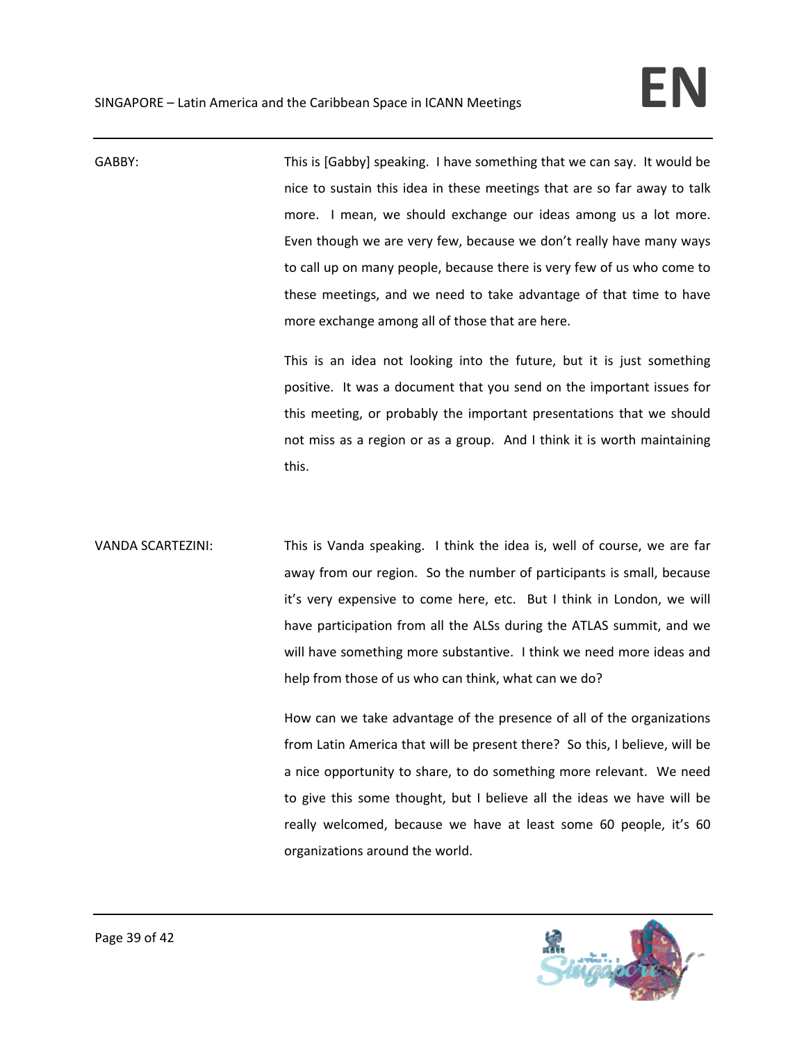GABBY: This is [Gabby] speaking. I have something that we can say. It would be nice to sustain this idea in these meetings that are so far away to talk more. I mean, we should exchange our ideas among us a lot more. Even though we are very few, because we don't really have many ways to call up on many people, because there is very few of us who come to these meetings, and we need to take advantage of that time to have more exchange among all of those that are here.

This is an idea not looking into the future, but it is just something positive. It was a document that you send on the important issues for this meeting, or probably the important presentations that we should not miss as a region or as a group. And I think it is worth maintaining this.

VANDA SCARTEZINI: This is Vanda speaking. I think the idea is, well of course, we are far away from our region. So the number of participants is small, because it's very expensive to come here, etc. But I think in London, we will have participation from all the ALSs during the ATLAS summit, and we will have something more substantive. I think we need more ideas and help from those of us who can think, what can we do?

How can we take advantage of the presence of all of the organizations from Latin America that will be present there? So this, I believe, will be a nice opportunity to share, to do something more relevant. We need to give this some thought, but I believe all the ideas we have will be really welcomed, because we have at least some 60 people, it's 60 organizations around the world.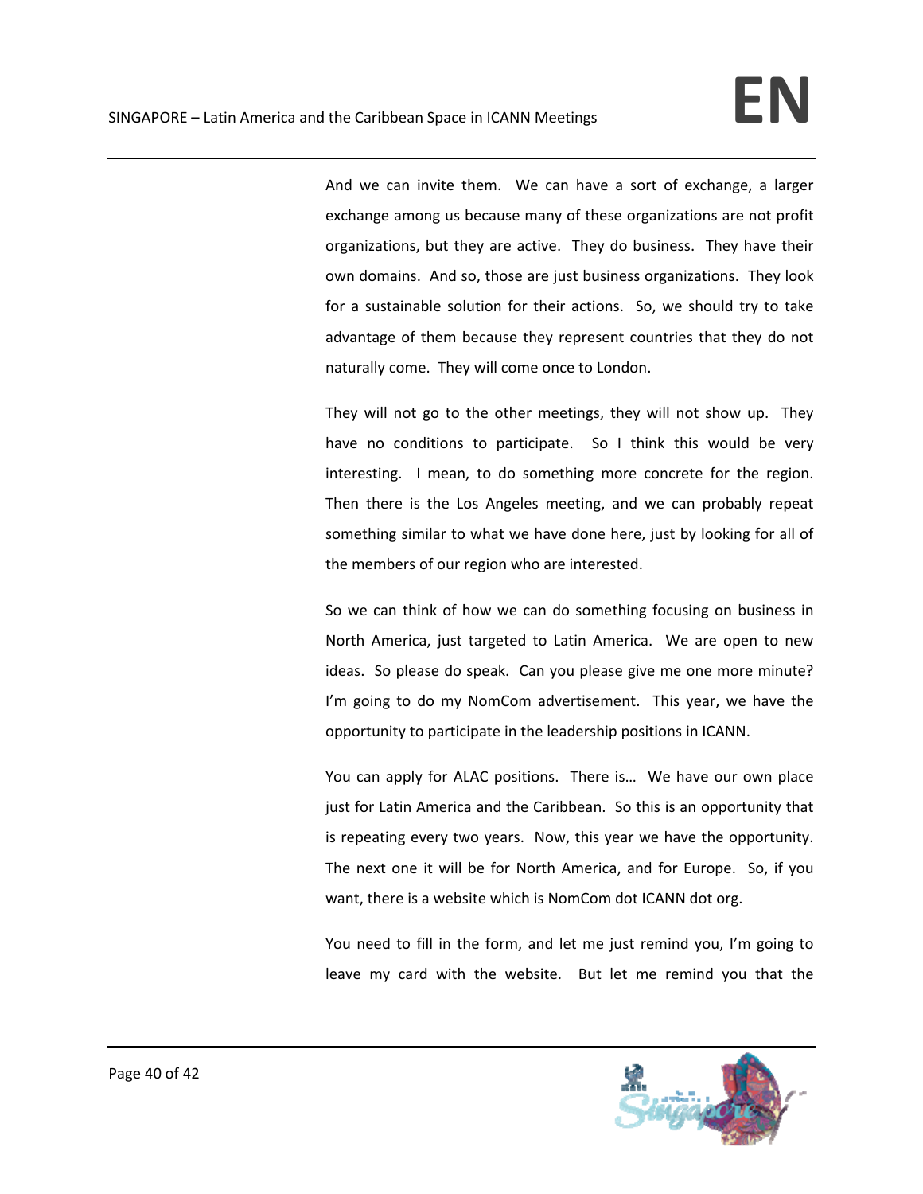And we can invite them. We can have a sort of exchange, a larger exchange among us because many of these organizations are not profit organizations, but they are active. They do business. They have their own domains. And so, those are just business organizations. They look for a sustainable solution for their actions. So, we should try to take advantage of them because they represent countries that they do not naturally come. They will come once to London.

They will not go to the other meetings, they will not show up. They have no conditions to participate. So I think this would be very interesting. I mean, to do something more concrete for the region. Then there is the Los Angeles meeting, and we can probably repeat something similar to what we have done here, just by looking for all of the members of our region who are interested.

So we can think of how we can do something focusing on business in North America, just targeted to Latin America. We are open to new ideas. So please do speak. Can you please give me one more minute? I'm going to do my NomCom advertisement. This year, we have the opportunity to participate in the leadership positions in ICANN.

You can apply for ALAC positions. There is… We have our own place just for Latin America and the Caribbean. So this is an opportunity that is repeating every two years. Now, this year we have the opportunity. The next one it will be for North America, and for Europe. So, if you want, there is a website which is NomCom dot ICANN dot org.

You need to fill in the form, and let me just remind you, I'm going to leave my card with the website. But let me remind you that the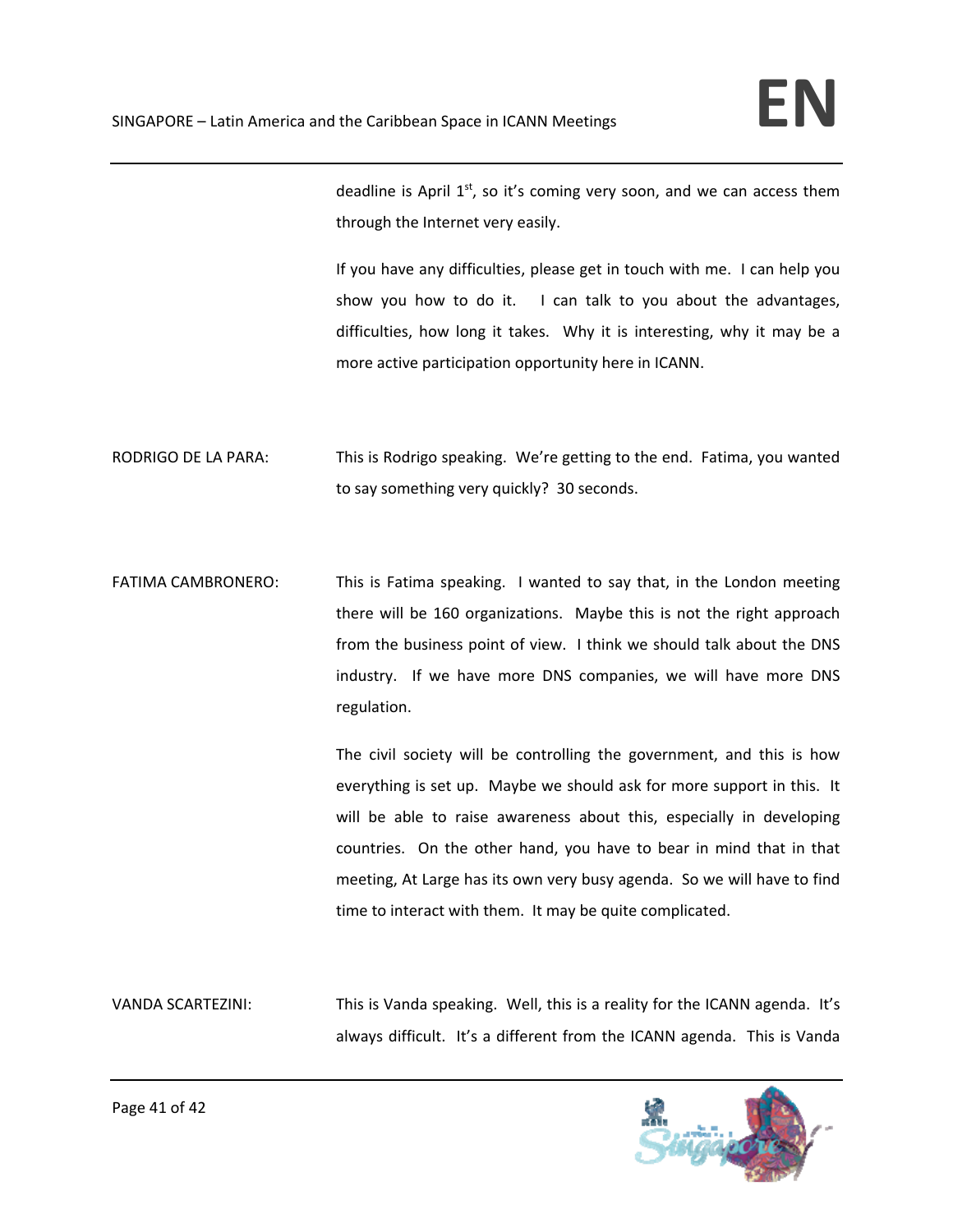deadline is April 1st, so it's coming very soon, and we can access them through the Internet very easily.

If you have any difficulties, please get in touch with me. I can help you show you how to do it. I can talk to you about the advantages, difficulties, how long it takes. Why it is interesting, why it may be a more active participation opportunity here in ICANN.

RODRIGO DE LA PARA: This is Rodrigo speaking. We're getting to the end. Fatima, you wanted to say something very quickly? 30 seconds.

FATIMA CAMBRONERO: This is Fatima speaking. I wanted to say that, in the London meeting there will be 160 organizations. Maybe this is not the right approach from the business point of view. I think we should talk about the DNS industry. If we have more DNS companies, we will have more DNS regulation.

The civil society will be controlling the government, and this is how everything is set up. Maybe we should ask for more support in this. It will be able to raise awareness about this, especially in developing countries. On the other hand, you have to bear in mind that in that meeting, At Large has its own very busy agenda. So we will have to find time to interact with them. It may be quite complicated.

VANDA SCARTEZINI: This is Vanda speaking. Well, this is a reality for the ICANN agenda. It's always difficult. It's a different from the ICANN agenda. This is Vanda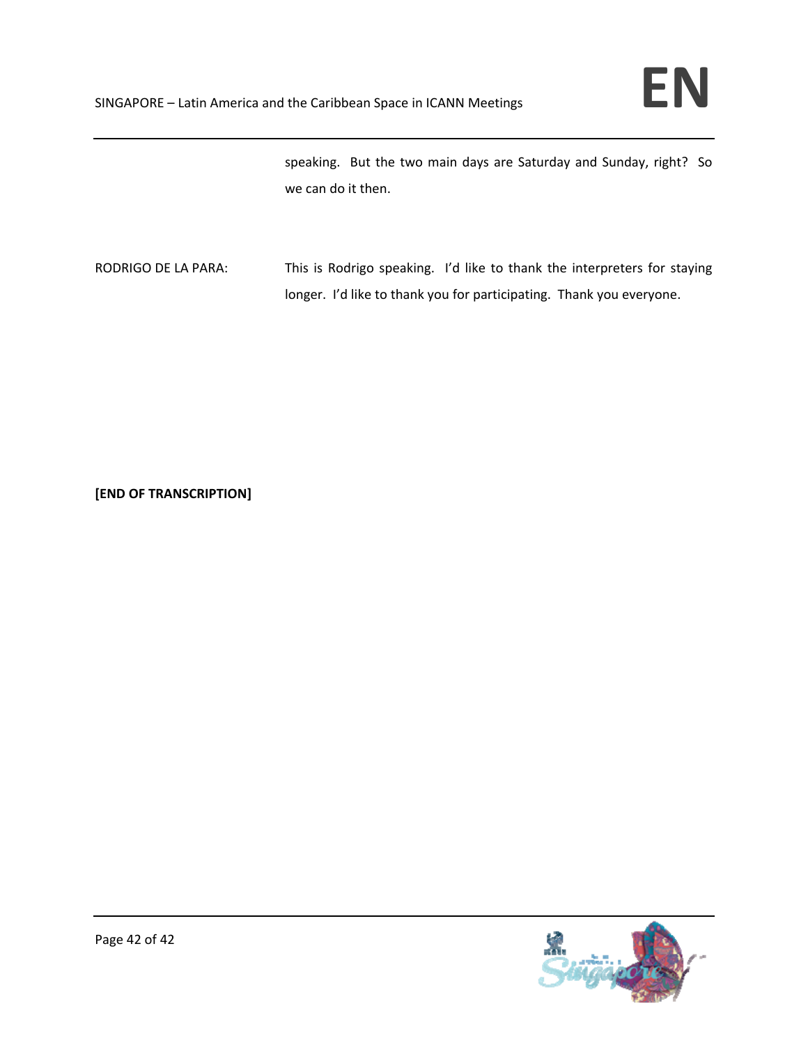speaking. But the two main days are Saturday and Sunday, right? So we can do it then.

RODRIGO DE LA PARA: This is Rodrigo speaking. I'd like to thank the interpreters for staying longer. I'd like to thank you for participating. Thank you everyone.

**[END OF TRANSCRIPTION]**